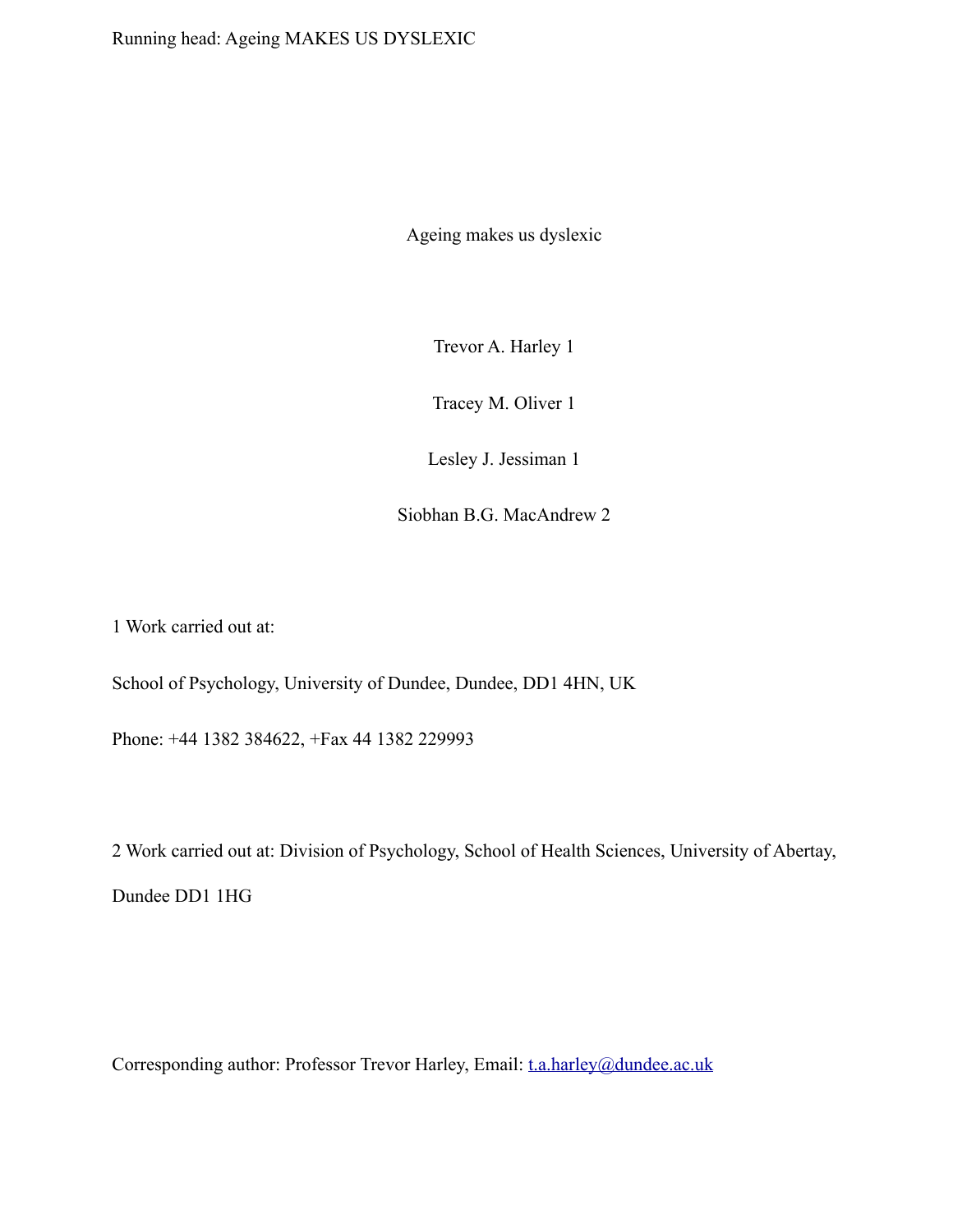# Ageing makes us dyslexic

Trevor A. Harley [1]

Tracey M. Oliver [1]

Lesley J. Jessiman [1]

Siobhan B.G. MacAndrew [2]

[1] Work carried out at:

School of Psychology, University of Dundee, Dundee, DD1 4HN, UK

Phone: +44 1382 384622, +Fax 44 1382 229993

[2] Work carried out at: Division of Psychology, School of Health Sciences, University of Abertay, Dundee DD1 1HG

Corresponding author: Professor Trevor Harley, Email: t.a.harley@dundee.ac.uk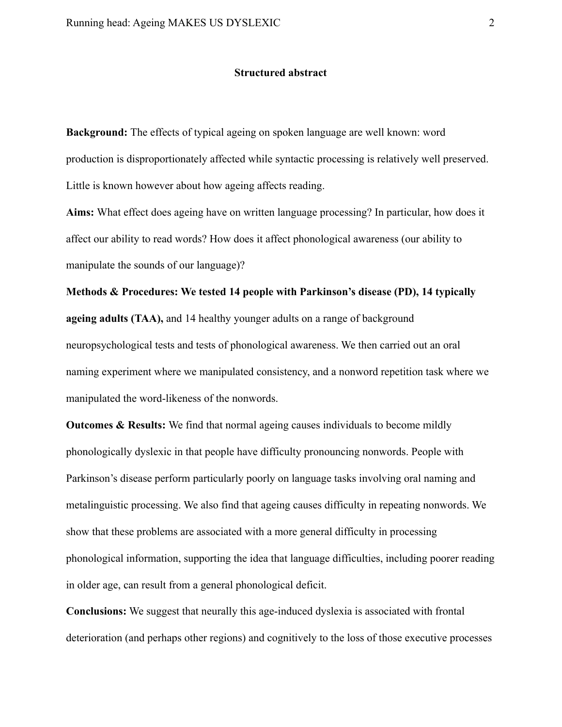## Structured abstract

**Background:** The effects of typical ageing on spoken language are well known: word production is disproportionately affected while syntactic processing is relatively well preserved. Little is known however about how ageing affects reading.

**Aims:** What effect does ageing have on written language processing? In particular, how does it affect our ability to read words? How does it affect phonological awareness (our ability to manipulate the sounds of our language)?

**Methods & Procedures: We tested 14 people with Parkinson's disease (PD), 14 typically ageing adults (TAA),** and 14 healthy younger adults on a range of background neuropsychological tests and tests of phonological awareness. We then carried out an oral naming experiment where we manipulated consistency, and a nonword repetition task where we manipulated the word-likeness of the nonwords.

**Outcomes & Results:** We find that normal ageing causes individuals to become mildly phonologically dyslexic in that people have difficulty pronouncing nonwords. People with Parkinson's disease perform particularly poorly on language tasks involving oral naming and metalinguistic processing. We also find that ageing causes difficulty in repeating nonwords. We show that these problems are associated with a more general difficulty in processing phonological information, supporting the idea that language difficulties, including poorer reading in older age, can result from a general phonological deficit.

**Conclusions:** We suggest that neurally this age-induced dyslexia is associated with frontal deterioration (and perhaps other regions) and cognitively to the loss of those executive processes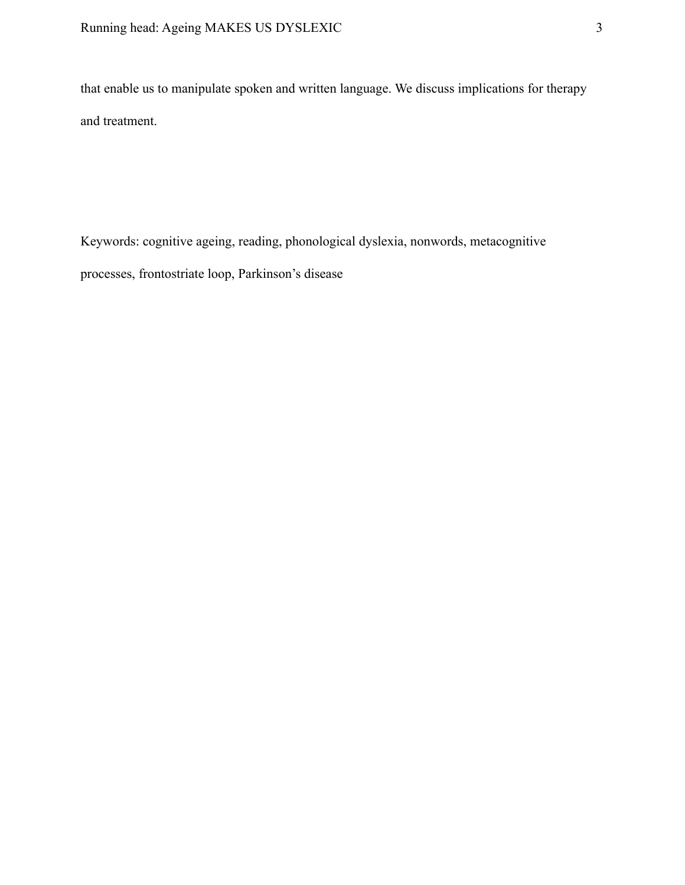that enable us to manipulate spoken and written language. We discuss implications for therapy and treatment.

Keywords: cognitive ageing, reading, phonological dyslexia, nonwords, metacognitive processes, frontostriate loop, Parkinson's disease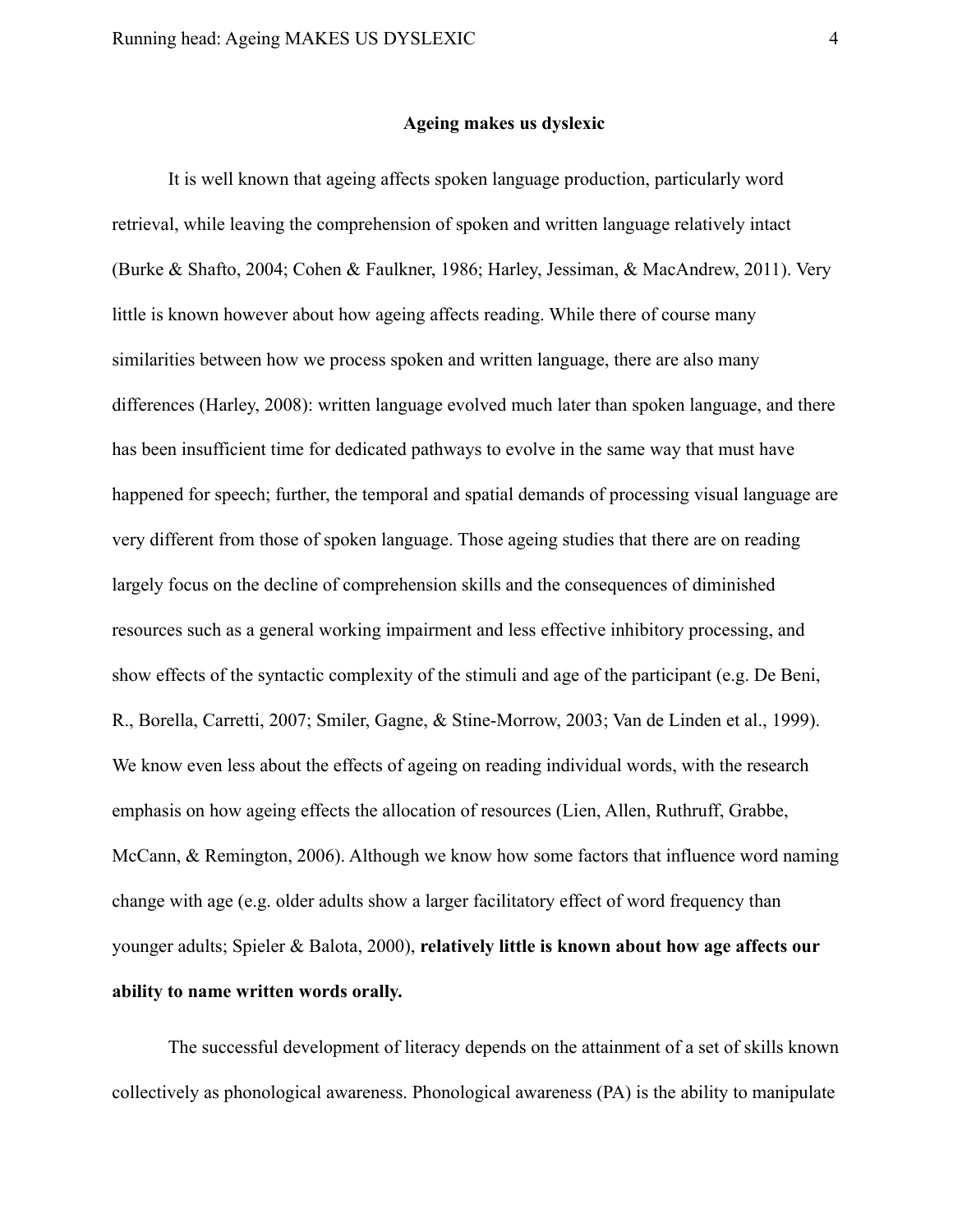# Ageing makes us dyslexic

It is well known that ageing affects spoken language production, particularly word retrieval, while leaving the comprehension of spoken and written language relatively intact (Burke & Shafto, 2004; Cohen & Faulkner, 1986; Harley, Jessiman, & MacAndrew, 2011). Very little is known however about how ageing affects reading. While there of course many similarities between how we process spoken and written language, there are also many differences (Harley, 2008): written language evolved much later than spoken language, and there has been insufficient time for dedicated pathways to evolve in the same way that must have happened for speech; further, the temporal and spatial demands of processing visual language are very different from those of spoken language. Those ageing studies that there are on reading largely focus on the decline of comprehension skills and the consequences of diminished resources such as a general working impairment and less effective inhibitory processing, and show effects of the syntactic complexity of the stimuli and age of the participant (e.g. De Beni, R., Borella, Carretti, 2007; Smiler, Gagne, & Stine-Morrow, 2003; Van de Linden et al., 1999). We know even less about the effects of ageing on reading individual words, with the research emphasis on how ageing effects the allocation of resources (Lien, Allen, Ruthruff, Grabbe, McCann, & Remington, 2006). Although we know how some factors that influence word naming change with age (e.g. older adults show a larger facilitatory effect of word frequency than younger adults; Spieler & Balota, 2000), **relatively little is known about how age affects our ability to name written words orally.**

The successful development of literacy depends on the attainment of a set of skills known collectively as phonological awareness. Phonological awareness (PA) is the ability to manipulate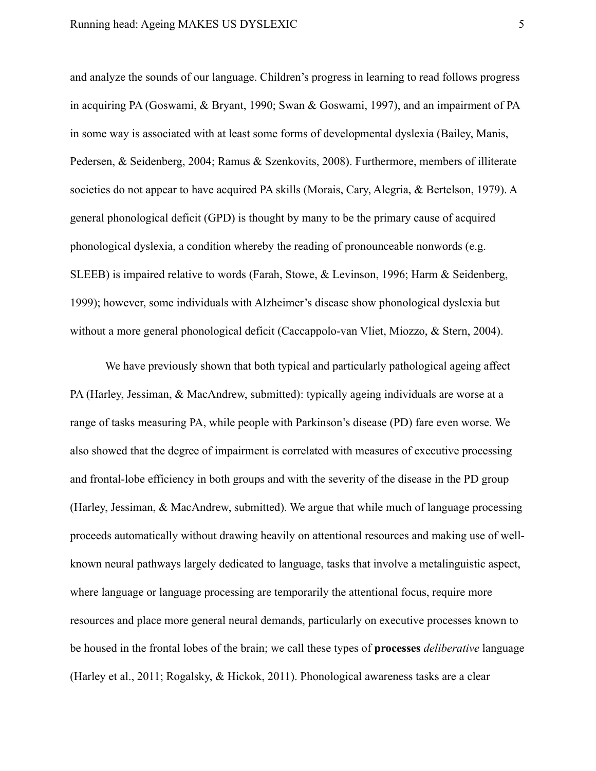and analyze the sounds of our language. Children's progress in learning to read follows progress in acquiring PA (Goswami, & Bryant, 1990; Swan & Goswami, 1997), and an impairment of PA in some way is associated with at least some forms of developmental dyslexia (Bailey, Manis, Pedersen, & Seidenberg, 2004; Ramus & Szenkovits, 2008). Furthermore, members of illiterate societies do not appear to have acquired PA skills (Morais, Cary, Alegria, & Bertelson, 1979). A general phonological deficit (GPD) is thought by many to be the primary cause of acquired phonological dyslexia, a condition whereby the reading of pronounceable nonwords (e.g. SLEEB) is impaired relative to words (Farah, Stowe, & Levinson, 1996; Harm & Seidenberg, 1999); however, some individuals with Alzheimer's disease show phonological dyslexia but without a more general phonological deficit (Caccappolo-van Vliet, Miozzo, & Stern, 2004).

We have previously shown that both typical and particularly pathological ageing affect PA (Harley, Jessiman, & MacAndrew, submitted): typically ageing individuals are worse at a range of tasks measuring PA, while people with Parkinson's disease (PD) fare even worse. We also showed that the degree of impairment is correlated with measures of executive processing and frontal-lobe efficiency in both groups and with the severity of the disease in the PD group (Harley, Jessiman, & MacAndrew, submitted). We argue that while much of language processing proceeds automatically without drawing heavily on attentional resources and making use of well-known neural pathways largely dedicated to language, tasks that involve a metalinguistic aspect, where language or language processing are temporarily the attentional focus, require more resources and place more general neural demands, particularly on executive processes known to be housed in the frontal lobes of the brain; we call these types of **processes** *deliberative* language (Harley et al., 2011; Rogalsky, & Hickok, 2011). Phonological awareness tasks are a clear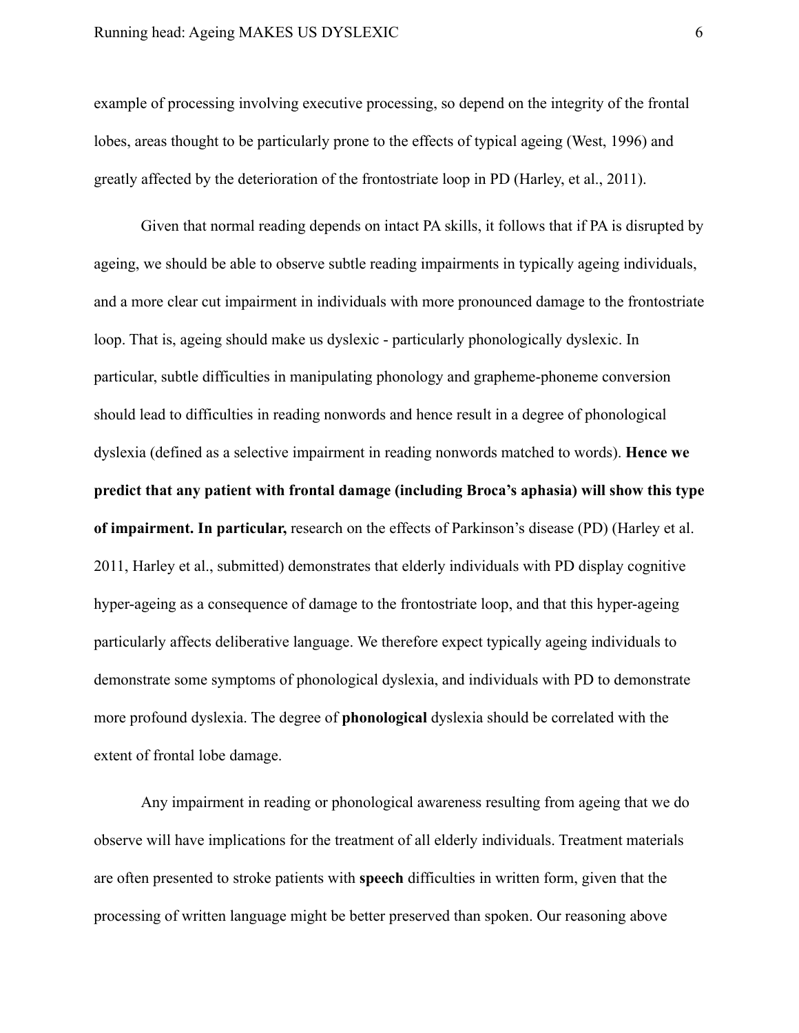example of processing involving executive processing, so depend on the integrity of the frontal lobes, areas thought to be particularly prone to the effects of typical ageing (West, 1996) and greatly affected by the deterioration of the frontostriate loop in PD (Harley, et al., 2011).

Given that normal reading depends on intact PA skills, it follows that if PA is disrupted by ageing, we should be able to observe subtle reading impairments in typically ageing individuals, and a more clear cut impairment in individuals with more pronounced damage to the frontostriate loop. That is, ageing should make us dyslexic - particularly phonologically dyslexic. In particular, subtle difficulties in manipulating phonology and grapheme-phoneme conversion should lead to difficulties in reading nonwords and hence result in a degree of phonological dyslexia (defined as a selective impairment in reading nonwords matched to words). **Hence we predict that any patient with frontal damage (including Broca's aphasia) will show this type of impairment. In particular,** research on the effects of Parkinson's disease (PD) (Harley et al. 2011, Harley et al., submitted) demonstrates that elderly individuals with PD display cognitive hyper-ageing as a consequence of damage to the frontostriate loop, and that this hyper-ageing particularly affects deliberative language. We therefore expect typically ageing individuals to demonstrate some symptoms of phonological dyslexia, and individuals with PD to demonstrate more profound dyslexia. The degree of **phonological** dyslexia should be correlated with the extent of frontal lobe damage.

Any impairment in reading or phonological awareness resulting from ageing that we do observe will have implications for the treatment of all elderly individuals. Treatment materials are often presented to stroke patients with **speech** difficulties in written form, given that the processing of written language might be better preserved than spoken. Our reasoning above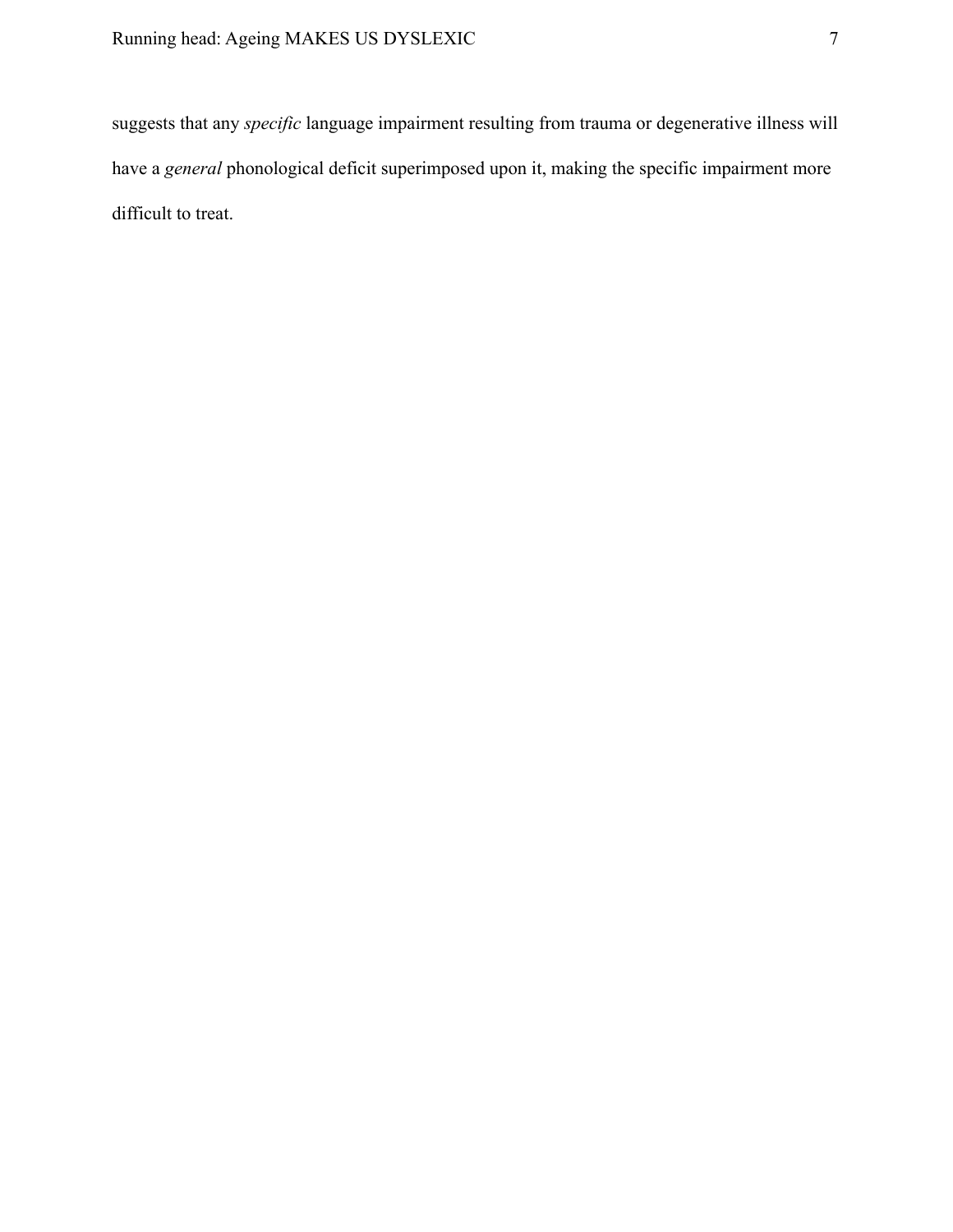suggests that any *specific* language impairment resulting from trauma or degenerative illness will have a *general* phonological deficit superimposed upon it, making the specific impairment more difficult to treat.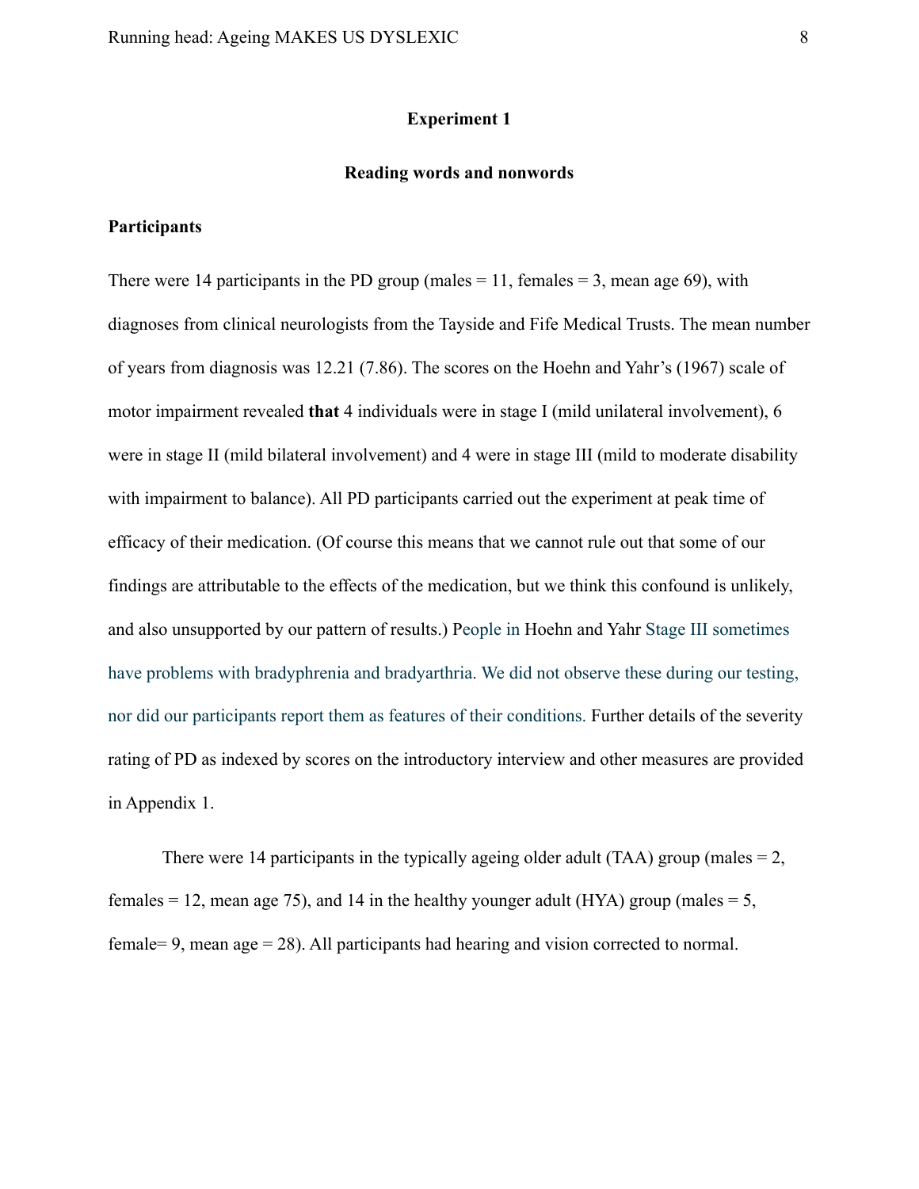## Experiment 1

### Reading words and nonwords

**Participants**

There were 14 participants in the PD group (males = 11, females = 3, mean age 69), with diagnoses from clinical neurologists from the Tayside and Fife Medical Trusts. The mean number of years from diagnosis was 12.21 (7.86). The scores on the Hoehn and Yahr's (1967) scale of motor impairment revealed **that** 4 individuals were in stage I (mild unilateral involvement), 6 were in stage II (mild bilateral involvement) and 4 were in stage III (mild to moderate disability with impairment to balance). All PD participants carried out the experiment at peak time of efficacy of their medication. (Of course this means that we cannot rule out that some of our findings are attributable to the effects of the medication, but we think this confound is unlikely, and also unsupported by our pattern of results.) People in Hoehn and Yahr Stage III sometimes have problems with bradyphrenia and bradyarthria. We did not observe these during our testing, nor did our participants report them as features of their conditions. Further details of the severity rating of PD as indexed by scores on the introductory interview and other measures are provided in Appendix 1.

There were 14 participants in the typically ageing older adult (TAA) group (males = 2, females = 12, mean age 75), and 14 in the healthy younger adult (HYA) group (males = 5, female= 9, mean age = 28). All participants had hearing and vision corrected to normal.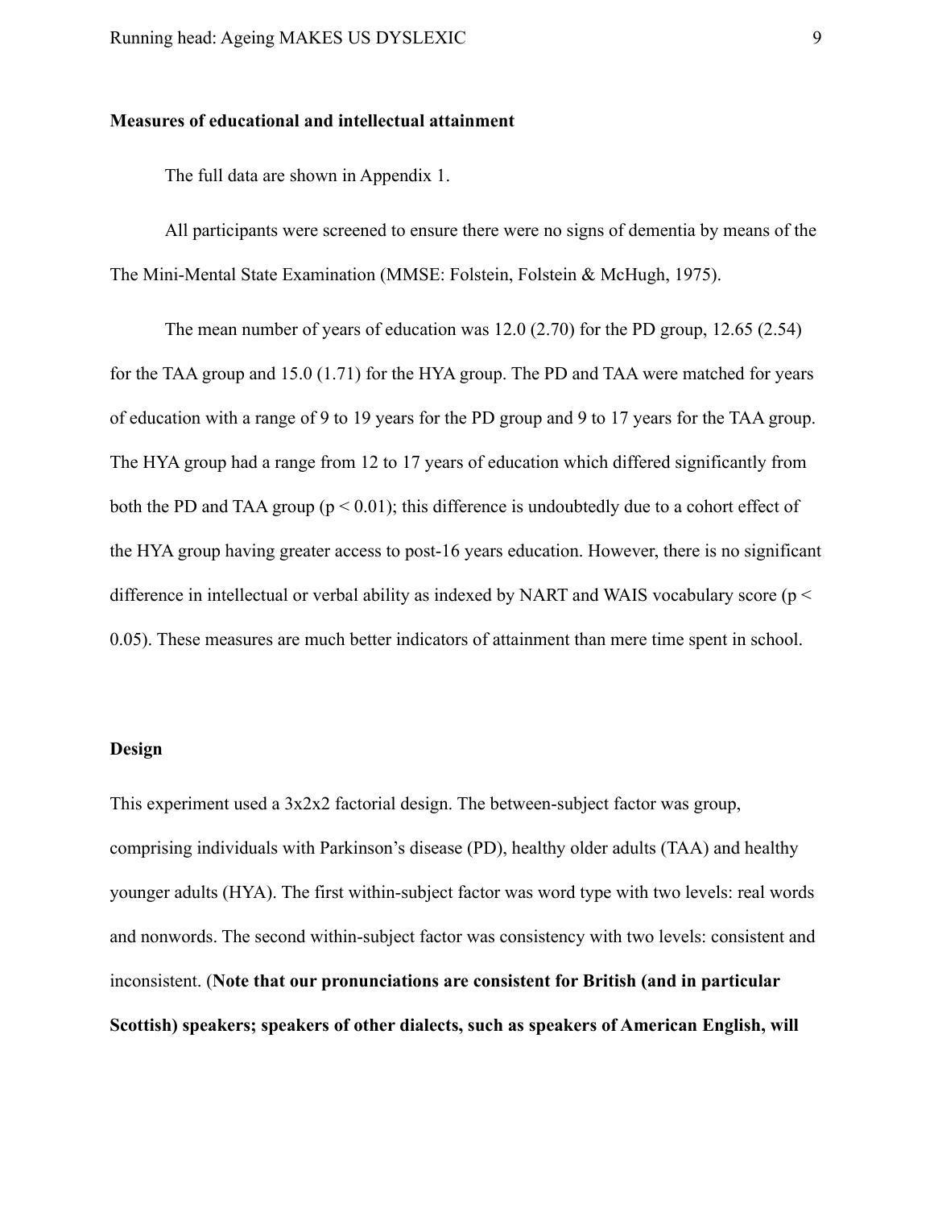**Measures of educational and intellectual attainment**

The full data are shown in Appendix 1.

All participants were screened to ensure there were no signs of dementia by means of the The Mini-Mental State Examination (MMSE: Folstein, Folstein & McHugh, 1975).

The mean number of years of education was 12.0 (2.70) for the PD group, 12.65 (2.54) for the TAA group and 15.0 (1.71) for the HYA group. The PD and TAA were matched for years of education with a range of 9 to 19 years for the PD group and 9 to 17 years for the TAA group. The HYA group had a range from 12 to 17 years of education which differed significantly from both the PD and TAA group ($p < 0.01$); this difference is undoubtedly due to a cohort effect of the HYA group having greater access to post-16 years education. However, there is no significant difference in intellectual or verbal ability as indexed by NART and WAIS vocabulary score ($p < 0.05$). These measures are much better indicators of attainment than mere time spent in school.

**Design**

This experiment used a 3x2x2 factorial design. The between-subject factor was group, comprising individuals with Parkinson's disease (PD), healthy older adults (TAA) and healthy younger adults (HYA). The first within-subject factor was word type with two levels: real words and nonwords. The second within-subject factor was consistency with two levels: consistent and inconsistent. (**Note that our pronunciations are consistent for British (and in particular Scottish) speakers; speakers of other dialects, such as speakers of American English, will**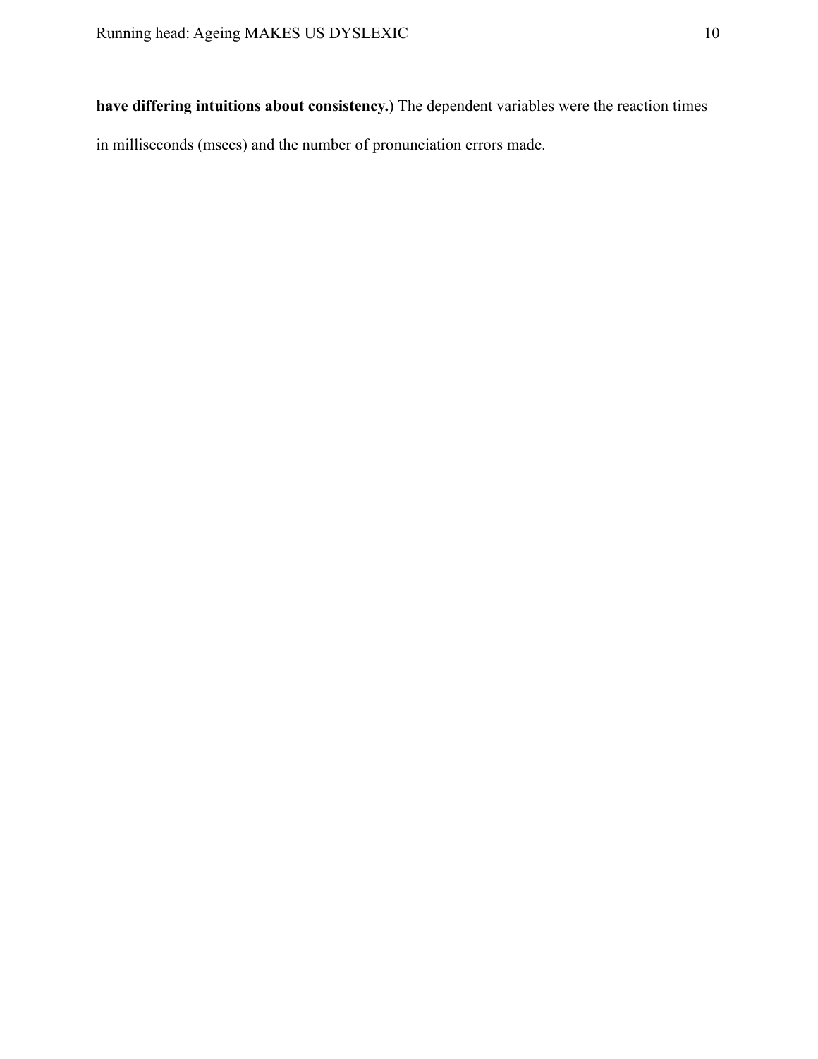**have differing intuitions about consistency.**) The dependent variables were the reaction times in milliseconds (msecs) and the number of pronunciation errors made.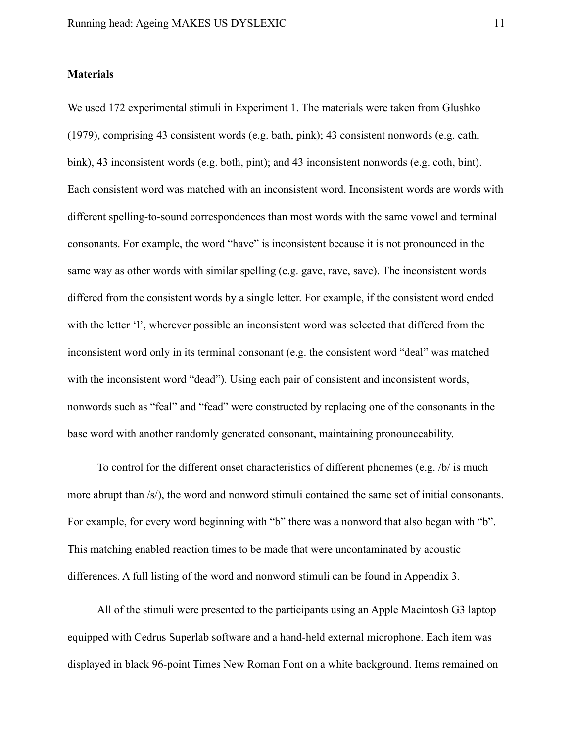**Materials**

We used 172 experimental stimuli in Experiment 1. The materials were taken from Glushko (1979), comprising 43 consistent words (e.g. bath, pink); 43 consistent nonwords (e.g. cath, bink), 43 inconsistent words (e.g. both, pint); and 43 inconsistent nonwords (e.g. coth, bint). Each consistent word was matched with an inconsistent word. Inconsistent words are words with different spelling-to-sound correspondences than most words with the same vowel and terminal consonants. For example, the word "have" is inconsistent because it is not pronounced in the same way as other words with similar spelling (e.g. gave, rave, save). The inconsistent words differed from the consistent words by a single letter. For example, if the consistent word ended with the letter 'l', wherever possible an inconsistent word was selected that differed from the inconsistent word only in its terminal consonant (e.g. the consistent word "deal" was matched with the inconsistent word "dead"). Using each pair of consistent and inconsistent words, nonwords such as "feal" and "fead" were constructed by replacing one of the consonants in the base word with another randomly generated consonant, maintaining pronounceability.

To control for the different onset characteristics of different phonemes (e.g. /b/ is much more abrupt than /s/), the word and nonword stimuli contained the same set of initial consonants. For example, for every word beginning with "b" there was a nonword that also began with "b". This matching enabled reaction times to be made that were uncontaminated by acoustic differences. A full listing of the word and nonword stimuli can be found in Appendix 3.

All of the stimuli were presented to the participants using an Apple Macintosh G3 laptop equipped with Cedrus Superlab software and a hand-held external microphone. Each item was displayed in black 96-point Times New Roman Font on a white background. Items remained on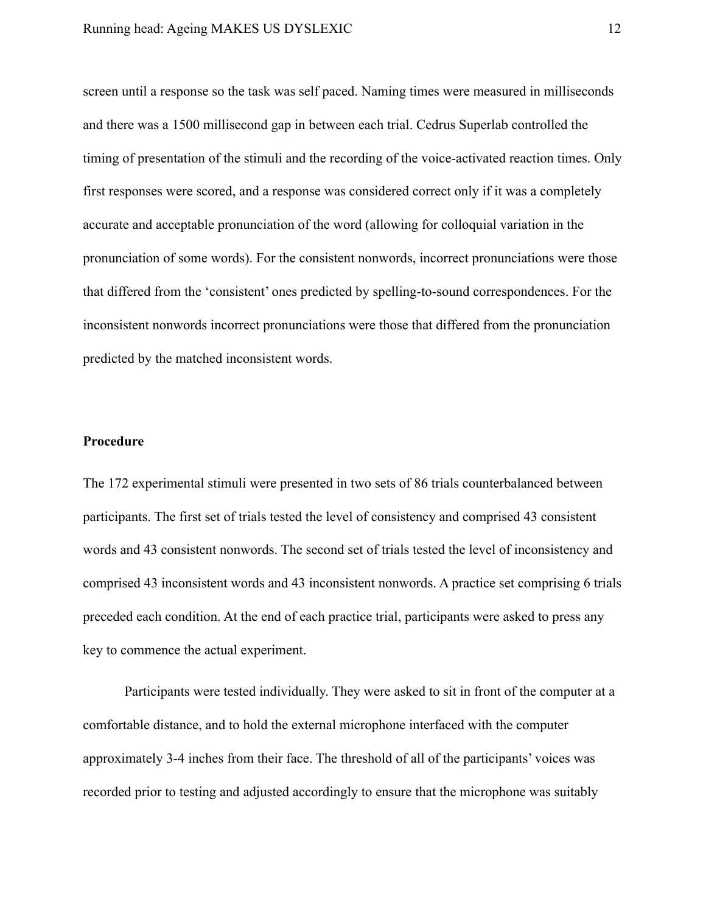screen until a response so the task was self paced. Naming times were measured in milliseconds and there was a 1500 millisecond gap in between each trial. Cedrus Superlab controlled the timing of presentation of the stimuli and the recording of the voice-activated reaction times. Only first responses were scored, and a response was considered correct only if it was a completely accurate and acceptable pronunciation of the word (allowing for colloquial variation in the pronunciation of some words). For the consistent nonwords, incorrect pronunciations were those that differed from the 'consistent' ones predicted by spelling-to-sound correspondences. For the inconsistent nonwords incorrect pronunciations were those that differed from the pronunciation predicted by the matched inconsistent words.

**Procedure**

The 172 experimental stimuli were presented in two sets of 86 trials counterbalanced between participants. The first set of trials tested the level of consistency and comprised 43 consistent words and 43 consistent nonwords. The second set of trials tested the level of inconsistency and comprised 43 inconsistent words and 43 inconsistent nonwords. A practice set comprising 6 trials preceded each condition. At the end of each practice trial, participants were asked to press any key to commence the actual experiment.

Participants were tested individually. They were asked to sit in front of the computer at a comfortable distance, and to hold the external microphone interfaced with the computer approximately 3-4 inches from their face. The threshold of all of the participants' voices was recorded prior to testing and adjusted accordingly to ensure that the microphone was suitably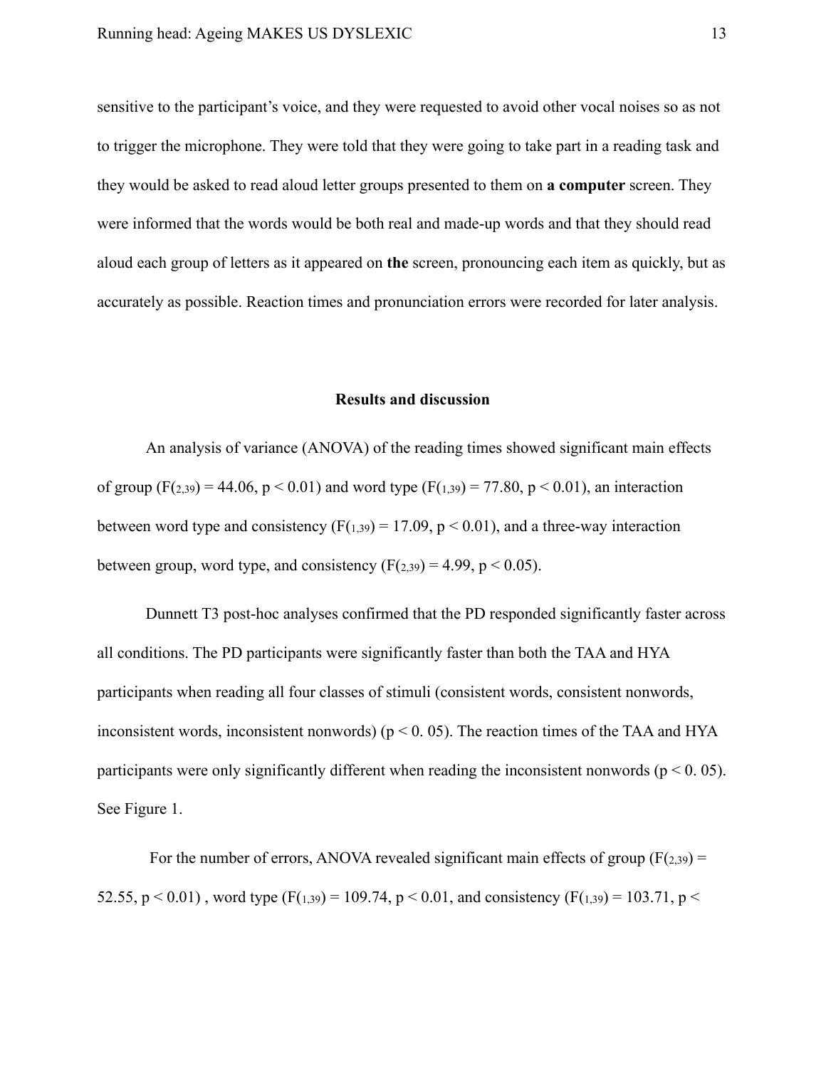sensitive to the participant’s voice, and they were requested to avoid other vocal noises so as not to trigger the microphone. They were told that they were going to take part in a reading task and they would be asked to read aloud letter groups presented to them on **a computer** screen. They were informed that the words would be both real and made-up words and that they should read aloud each group of letters as it appeared on **the** screen, pronouncing each item as quickly, but as accurately as possible. Reaction times and pronunciation errors were recorded for later analysis.

## Results and discussion

An analysis of variance (ANOVA) of the reading times showed significant main effects of group ($F_{(2,39)} = 44.06$, $p < 0.01$) and word type ($F_{(1,39)} = 77.80$, $p < 0.01$), an interaction between word type and consistency ($F_{(1,39)} = 17.09$, $p < 0.01$), and a three-way interaction between group, word type, and consistency ($F_{(2,39)} = 4.99$, $p < 0.05$).

Dunnett T3 post-hoc analyses confirmed that the PD responded significantly faster across all conditions. The PD participants were significantly faster than both the TAA and HYA participants when reading all four classes of stimuli (consistent words, consistent nonwords, inconsistent words, inconsistent nonwords) ($p < 0.05$). The reaction times of the TAA and HYA participants were only significantly different when reading the inconsistent nonwords ($p < 0.05$). See Figure 1.

For the number of errors, ANOVA revealed significant main effects of group ($F_{(2,39)} = 52.55$, $p < 0.01$) , word type ($F_{(1,39)} = 109.74$, $p < 0.01$, and consistency ($F_{(1,39)} = 103.71$, p <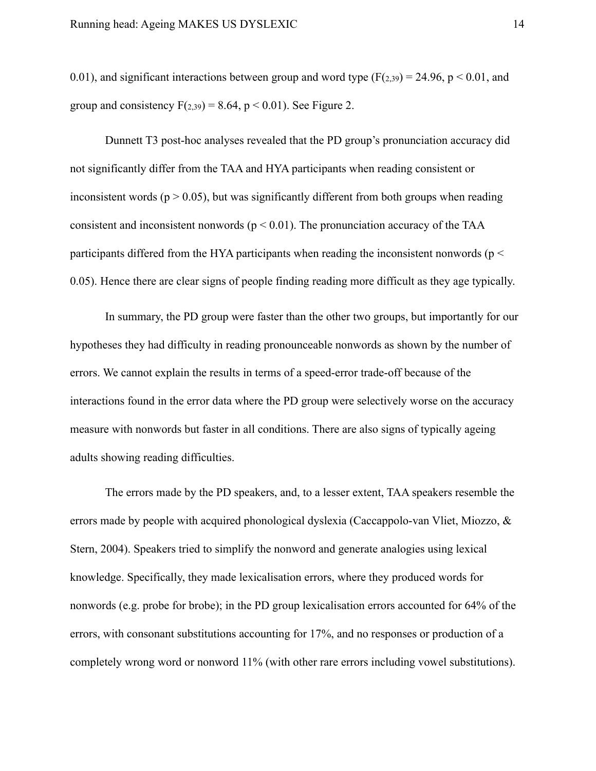0.01), and significant interactions between group and word type ($F_{(2,39)} = 24.96$, $p < 0.01$, and group and consistency $F_{(2,39)} = 8.64$, $p < 0.01$). See Figure 2.

Dunnett T3 post-hoc analyses revealed that the PD group's pronunciation accuracy did not significantly differ from the TAA and HYA participants when reading consistent or inconsistent words ($p > 0.05$), but was significantly different from both groups when reading consistent and inconsistent nonwords ($p < 0.01$). The pronunciation accuracy of the TAA participants differed from the HYA participants when reading the inconsistent nonwords ($p < 0.05$). Hence there are clear signs of people finding reading more difficult as they age typically.

In summary, the PD group were faster than the other two groups, but importantly for our hypotheses they had difficulty in reading pronounceable nonwords as shown by the number of errors. We cannot explain the results in terms of a speed-error trade-off because of the interactions found in the error data where the PD group were selectively worse on the accuracy measure with nonwords but faster in all conditions. There are also signs of typically ageing adults showing reading difficulties.

The errors made by the PD speakers, and, to a lesser extent, TAA speakers resemble the errors made by people with acquired phonological dyslexia (Caccappolo-van Vliet, Miozzo, & Stern, 2004). Speakers tried to simplify the nonword and generate analogies using lexical knowledge. Specifically, they made lexicalisation errors, where they produced words for nonwords (e.g. probe for brobe); in the PD group lexicalisation errors accounted for 64% of the errors, with consonant substitutions accounting for 17%, and no responses or production of a completely wrong word or nonword 11% (with other rare errors including vowel substitutions).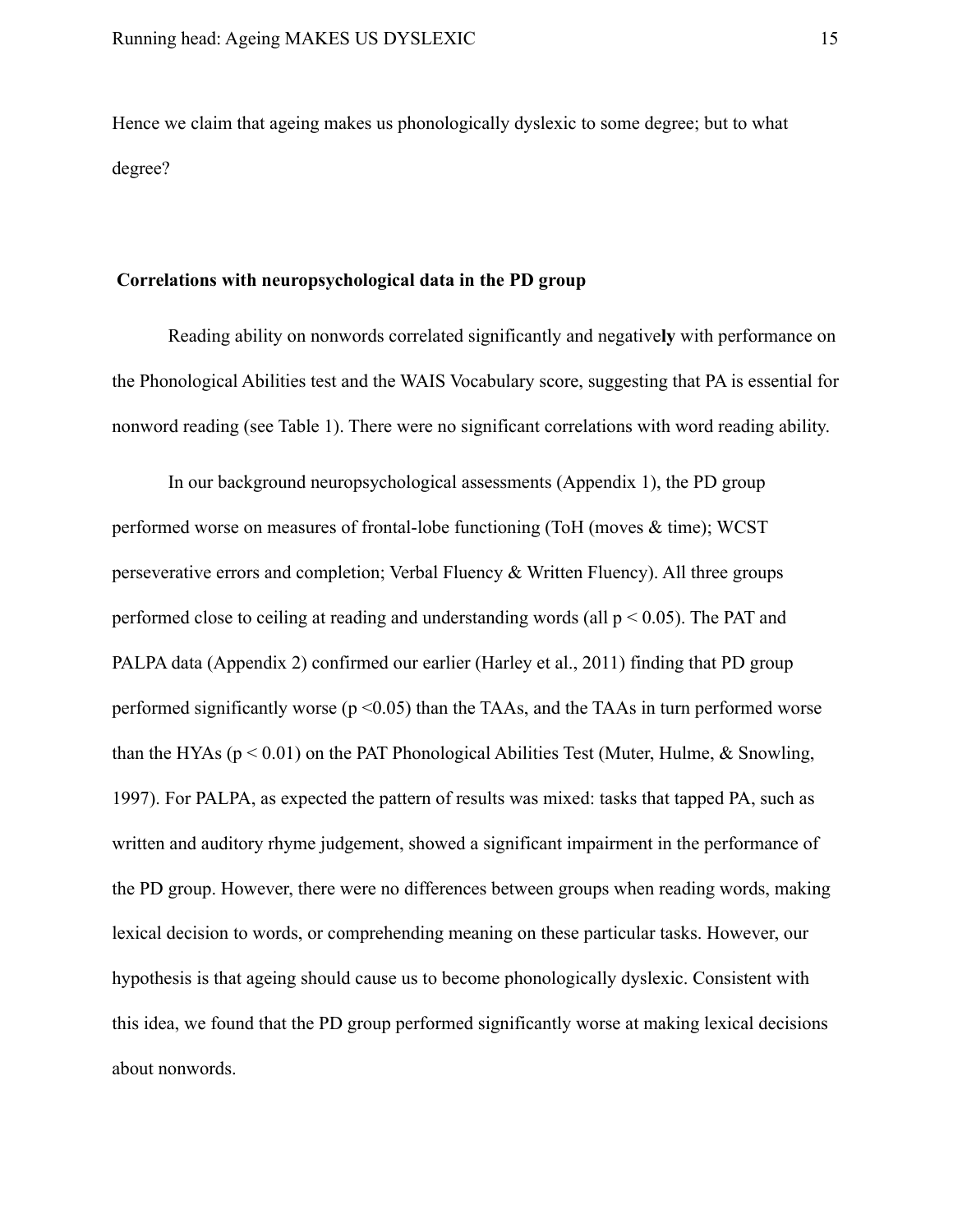Hence we claim that ageing makes us phonologically dyslexic to some degree; but to what degree?

### Correlations with neuropsychological data in the PD group

Reading ability on nonwords correlated significantly and negative**ly** with performance on the Phonological Abilities test and the WAIS Vocabulary score, suggesting that PA is essential for nonword reading (see Table 1). There were no significant correlations with word reading ability.

In our background neuropsychological assessments (Appendix 1), the PD group performed worse on measures of frontal-lobe functioning (ToH (moves & time); WCST perseverative errors and completion; Verbal Fluency & Written Fluency). All three groups performed close to ceiling at reading and understanding words (all $p < 0.05$). The PAT and PALPA data (Appendix 2) confirmed our earlier (Harley et al., 2011) finding that PD group performed significantly worse ($p < 0.05$) than the TAAs, and the TAAs in turn performed worse than the HYAs ($p < 0.01$) on the PAT Phonological Abilities Test (Muter, Hulme, & Snowling, 1997). For PALPA, as expected the pattern of results was mixed: tasks that tapped PA, such as written and auditory rhyme judgement, showed a significant impairment in the performance of the PD group. However, there were no differences between groups when reading words, making lexical decision to words, or comprehending meaning on these particular tasks. However, our hypothesis is that ageing should cause us to become phonologically dyslexic. Consistent with this idea, we found that the PD group performed significantly worse at making lexical decisions about nonwords.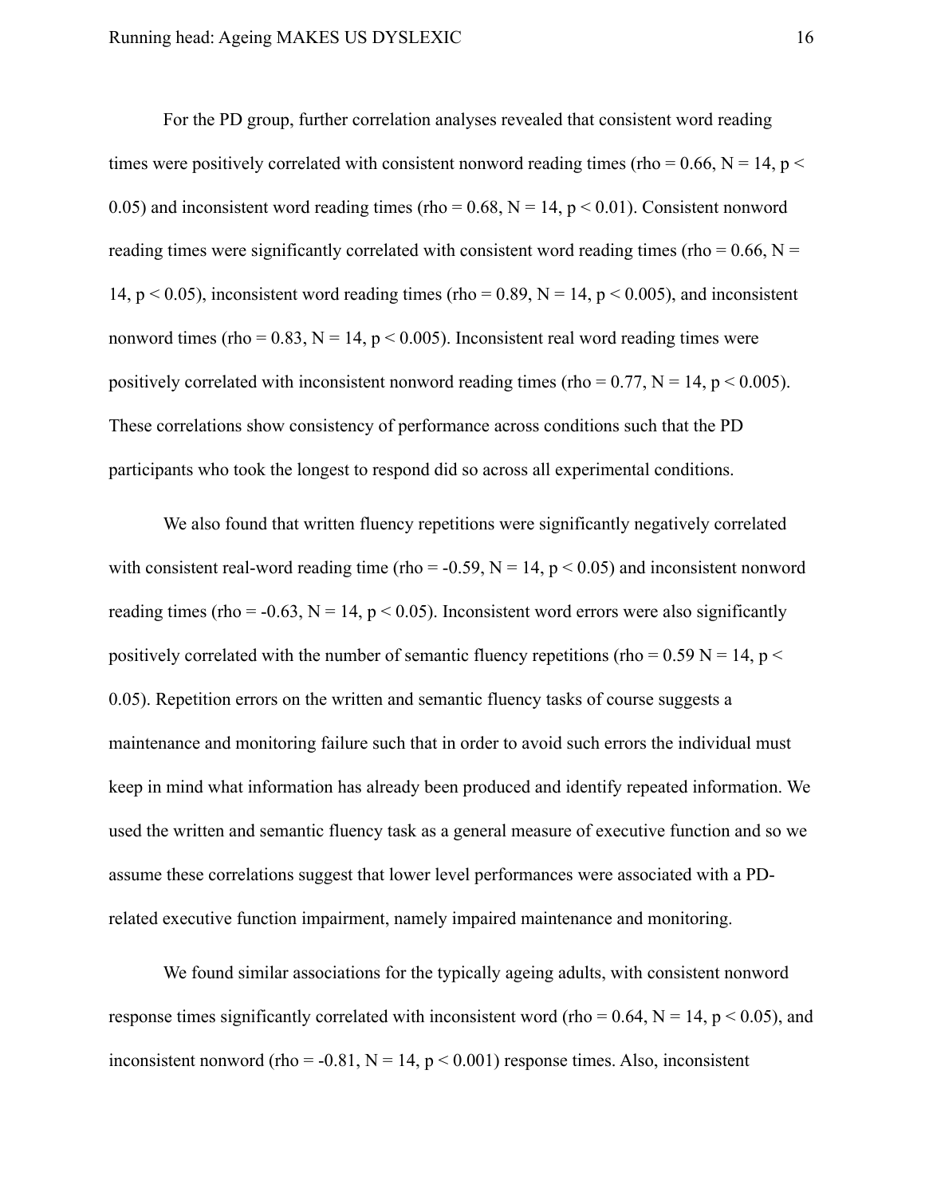For the PD group, further correlation analyses revealed that consistent word reading times were positively correlated with consistent nonword reading times (rho = 0.66, $N = 14$, $p < 0.05$) and inconsistent word reading times (rho = 0.68, $N = 14$, $p < 0.01$). Consistent nonword reading times were significantly correlated with consistent word reading times (rho = 0.66, $N = 14$, $p < 0.05$), inconsistent word reading times (rho = 0.89, $N = 14$, $p < 0.005$), and inconsistent nonword times (rho = 0.83, $N = 14$, $p < 0.005$). Inconsistent real word reading times were positively correlated with inconsistent nonword reading times (rho = 0.77, $N = 14$, $p < 0.005$). These correlations show consistency of performance across conditions such that the PD participants who took the longest to respond did so across all experimental conditions.

We also found that written fluency repetitions were significantly negatively correlated with consistent real-word reading time (rho = -0.59, $N = 14$, $p < 0.05$) and inconsistent nonword reading times (rho = -0.63, $N = 14$, $p < 0.05$). Inconsistent word errors were also significantly positively correlated with the number of semantic fluency repetitions (rho = 0.59 $N = 14$, $p < 0.05$). Repetition errors on the written and semantic fluency tasks of course suggests a maintenance and monitoring failure such that in order to avoid such errors the individual must keep in mind what information has already been produced and identify repeated information. We used the written and semantic fluency task as a general measure of executive function and so we assume these correlations suggest that lower level performances were associated with a PD-related executive function impairment, namely impaired maintenance and monitoring.

We found similar associations for the typically ageing adults, with consistent nonword response times significantly correlated with inconsistent word (rho = 0.64, $N = 14$, $p < 0.05$), and inconsistent nonword (rho = -0.81, $N = 14$, $p < 0.001$) response times. Also, inconsistent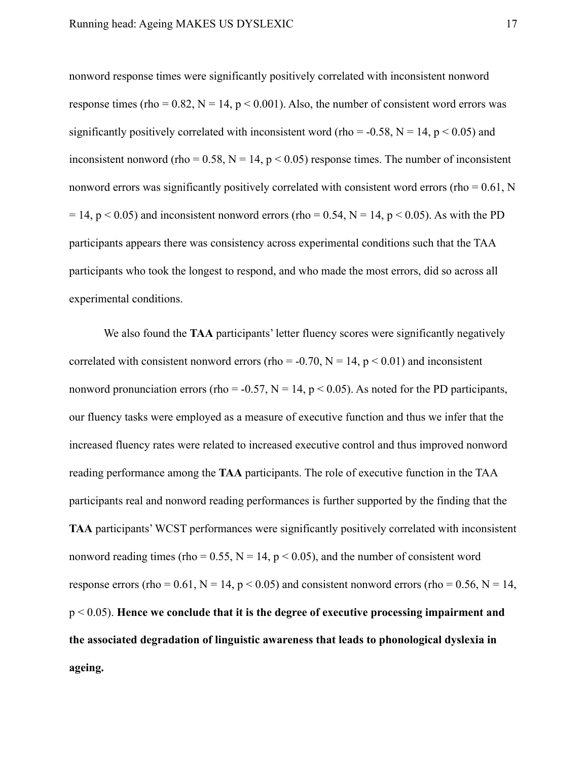nonword response times were significantly positively correlated with inconsistent nonword response times (rho = 0.82, N = 14, $p < 0.001$). Also, the number of consistent word errors was significantly positively correlated with inconsistent word (rho = -0.58, N = 14, $p < 0.05$) and inconsistent nonword (rho = 0.58, N = 14, $p < 0.05$) response times. The number of inconsistent nonword errors was significantly positively correlated with consistent word errors (rho = 0.61, N = 14, $p < 0.05$) and inconsistent nonword errors (rho = 0.54, N = 14, $p < 0.05$). As with the PD participants appears there was consistency across experimental conditions such that the TAA participants who took the longest to respond, and who made the most errors, did so across all experimental conditions.

We also found the **TAA** participants' letter fluency scores were significantly negatively correlated with consistent nonword errors (rho = -0.70, N = 14, $p < 0.01$) and inconsistent nonword pronunciation errors (rho = -0.57, N = 14, $p < 0.05$). As noted for the PD participants, our fluency tasks were employed as a measure of executive function and thus we infer that the increased fluency rates were related to increased executive control and thus improved nonword reading performance among the **TAA** participants. The role of executive function in the TAA participants real and nonword reading performances is further supported by the finding that the **TAA** participants' WCST performances were significantly positively correlated with inconsistent nonword reading times (rho = 0.55, N = 14, $p < 0.05$), and the number of consistent word response errors (rho = 0.61, N = 14, $p < 0.05$) and consistent nonword errors (rho = 0.56, N = 14, $p < 0.05$). **Hence we conclude that it is the degree of executive processing impairment and the associated degradation of linguistic awareness that leads to phonological dyslexia in ageing.**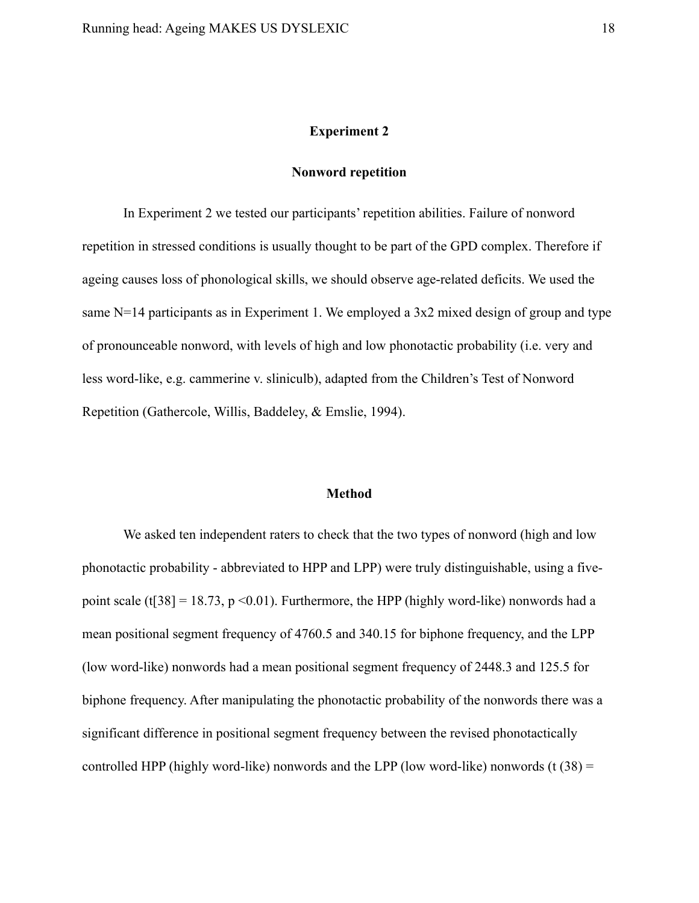## Experiment 2

### Nonword repetition

In Experiment 2 we tested our participants' repetition abilities. Failure of nonword repetition in stressed conditions is usually thought to be part of the GPD complex. Therefore if ageing causes loss of phonological skills, we should observe age-related deficits. We used the same N=14 participants as in Experiment 1. We employed a 3x2 mixed design of group and type of pronounceable nonword, with levels of high and low phonotactic probability (i.e. very and less word-like, e.g. cammerine v. sliniculb), adapted from the Children's Test of Nonword Repetition (Gathercole, Willis, Baddeley, & Emslie, 1994).

### Method

We asked ten independent raters to check that the two types of nonword (high and low phonotactic probability - abbreviated to HPP and LPP) were truly distinguishable, using a five-point scale ($t[38] = 18.73$, $p < 0.01$). Furthermore, the HPP (highly word-like) nonwords had a mean positional segment frequency of 4760.5 and 340.15 for biphone frequency, and the LPP (low word-like) nonwords had a mean positional segment frequency of 2448.3 and 125.5 for biphone frequency. After manipulating the phonotactic probability of the nonwords there was a significant difference in positional segment frequency between the revised phonotactically controlled HPP (highly word-like) nonwords and the LPP (low word-like) nonwords ($t\ (38) =$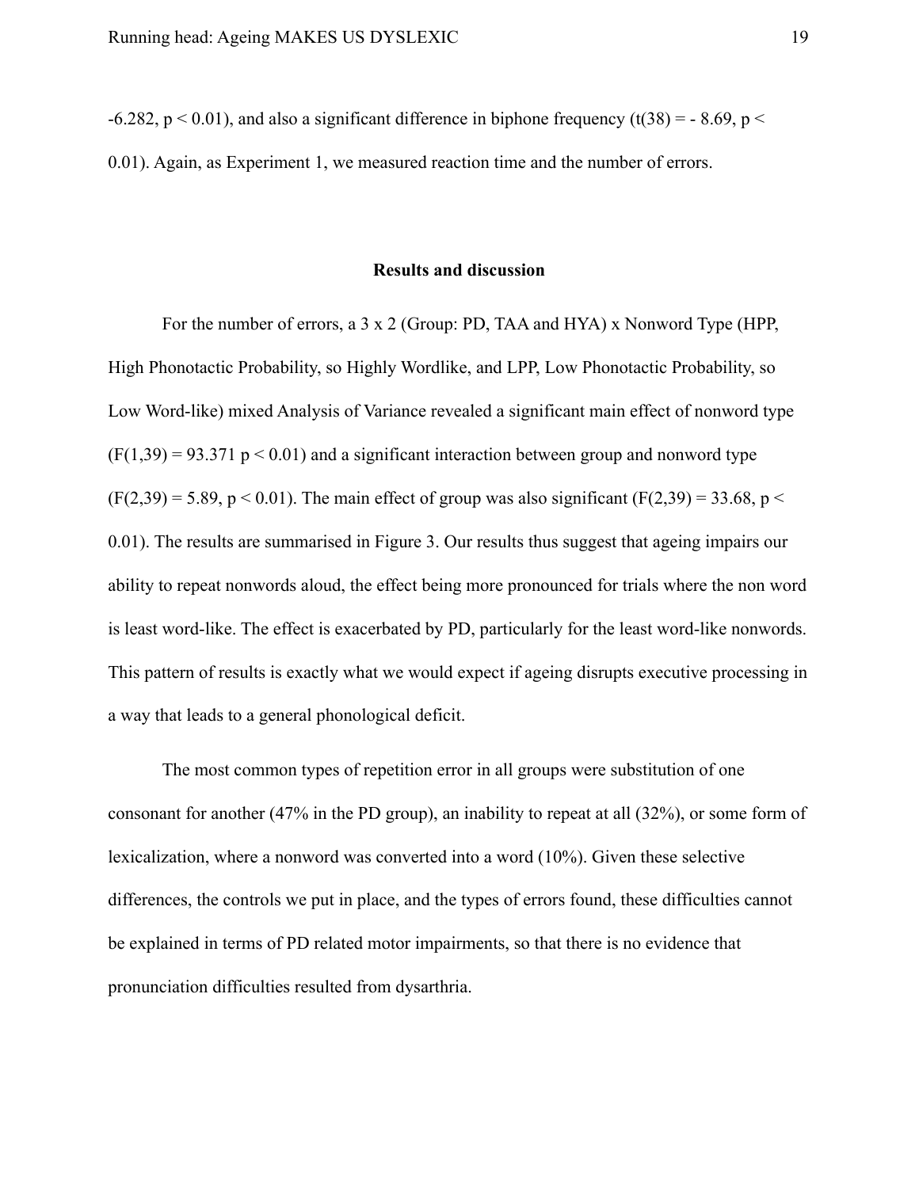$-6.282$, $p < 0.01$), and also a significant difference in biphone frequency ($t(38) = -8.69$, $p < 0.01$). Again, as Experiment 1, we measured reaction time and the number of errors.

## Results and discussion

For the number of errors, a 3 x 2 (Group: PD, TAA and HYA) x Nonword Type (HPP, High Phonotactic Probability, so Highly Wordlike, and LPP, Low Phonotactic Probability, so Low Word-like) mixed Analysis of Variance revealed a significant main effect of nonword type ($F(1,39) = 93.371$ $p < 0.01$) and a significant interaction between group and nonword type ($F(2,39) = 5.89$, $p < 0.01$). The main effect of group was also significant ($F(2,39) = 33.68$, $p < 0.01$). The results are summarised in Figure 3. Our results thus suggest that ageing impairs our ability to repeat nonwords aloud, the effect being more pronounced for trials where the non word is least word-like. The effect is exacerbated by PD, particularly for the least word-like nonwords. This pattern of results is exactly what we would expect if ageing disrupts executive processing in a way that leads to a general phonological deficit.

The most common types of repetition error in all groups were substitution of one consonant for another (47% in the PD group), an inability to repeat at all (32%), or some form of lexicalization, where a nonword was converted into a word (10%). Given these selective differences, the controls we put in place, and the types of errors found, these difficulties cannot be explained in terms of PD related motor impairments, so that there is no evidence that pronunciation difficulties resulted from dysarthria.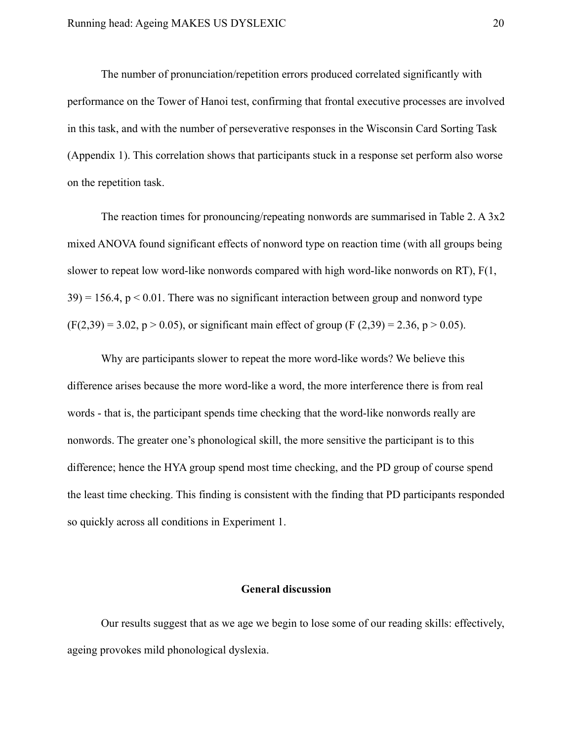The number of pronunciation/repetition errors produced correlated significantly with performance on the Tower of Hanoi test, confirming that frontal executive processes are involved in this task, and with the number of perseverative responses in the Wisconsin Card Sorting Task (Appendix 1). This correlation shows that participants stuck in a response set perform also worse on the repetition task.

The reaction times for pronouncing/repeating nonwords are summarised in Table 2. A 3x2 mixed ANOVA found significant effects of nonword type on reaction time (with all groups being slower to repeat low word-like nonwords compared with high word-like nonwords on RT), $F(1, 39) = 156.4$, $p < 0.01$. There was no significant interaction between group and nonword type ($F(2,39) = 3.02$, $p > 0.05$), or significant main effect of group ($F(2,39) = 2.36$, $p > 0.05$).

Why are participants slower to repeat the more word-like words? We believe this difference arises because the more word-like a word, the more interference there is from real words - that is, the participant spends time checking that the word-like nonwords really are nonwords. The greater one's phonological skill, the more sensitive the participant is to this difference; hence the HYA group spend most time checking, and the PD group of course spend the least time checking. This finding is consistent with the finding that PD participants responded so quickly across all conditions in Experiment 1.

## General discussion

Our results suggest that as we age we begin to lose some of our reading skills: effectively, ageing provokes mild phonological dyslexia.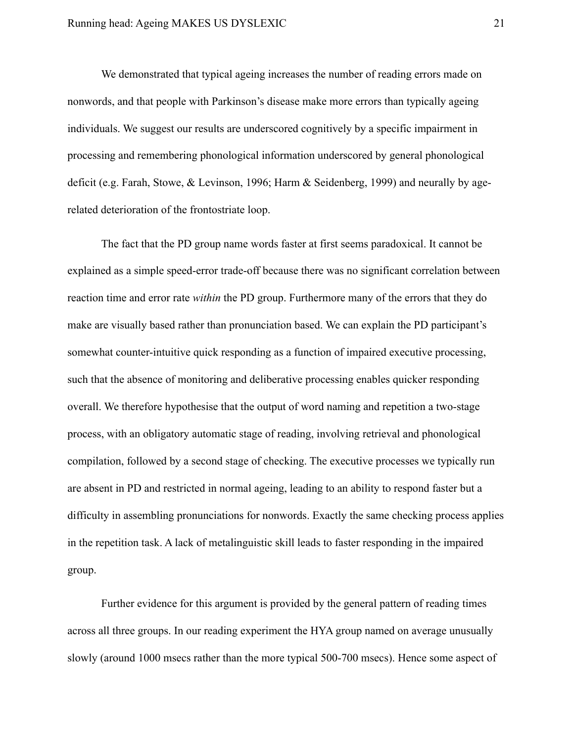We demonstrated that typical ageing increases the number of reading errors made on nonwords, and that people with Parkinson's disease make more errors than typically ageing individuals. We suggest our results are underscored cognitively by a specific impairment in processing and remembering phonological information underscored by general phonological deficit (e.g. Farah, Stowe, & Levinson, 1996; Harm & Seidenberg, 1999) and neurally by age-related deterioration of the frontostriate loop.

The fact that the PD group name words faster at first seems paradoxical. It cannot be explained as a simple speed-error trade-off because there was no significant correlation between reaction time and error rate *within* the PD group. Furthermore many of the errors that they do make are visually based rather than pronunciation based. We can explain the PD participant's somewhat counter-intuitive quick responding as a function of impaired executive processing, such that the absence of monitoring and deliberative processing enables quicker responding overall. We therefore hypothesise that the output of word naming and repetition a two-stage process, with an obligatory automatic stage of reading, involving retrieval and phonological compilation, followed by a second stage of checking. The executive processes we typically run are absent in PD and restricted in normal ageing, leading to an ability to respond faster but a difficulty in assembling pronunciations for nonwords. Exactly the same checking process applies in the repetition task. A lack of metalinguistic skill leads to faster responding in the impaired group.

Further evidence for this argument is provided by the general pattern of reading times across all three groups. In our reading experiment the HYA group named on average unusually slowly (around 1000 msecs rather than the more typical 500-700 msecs). Hence some aspect of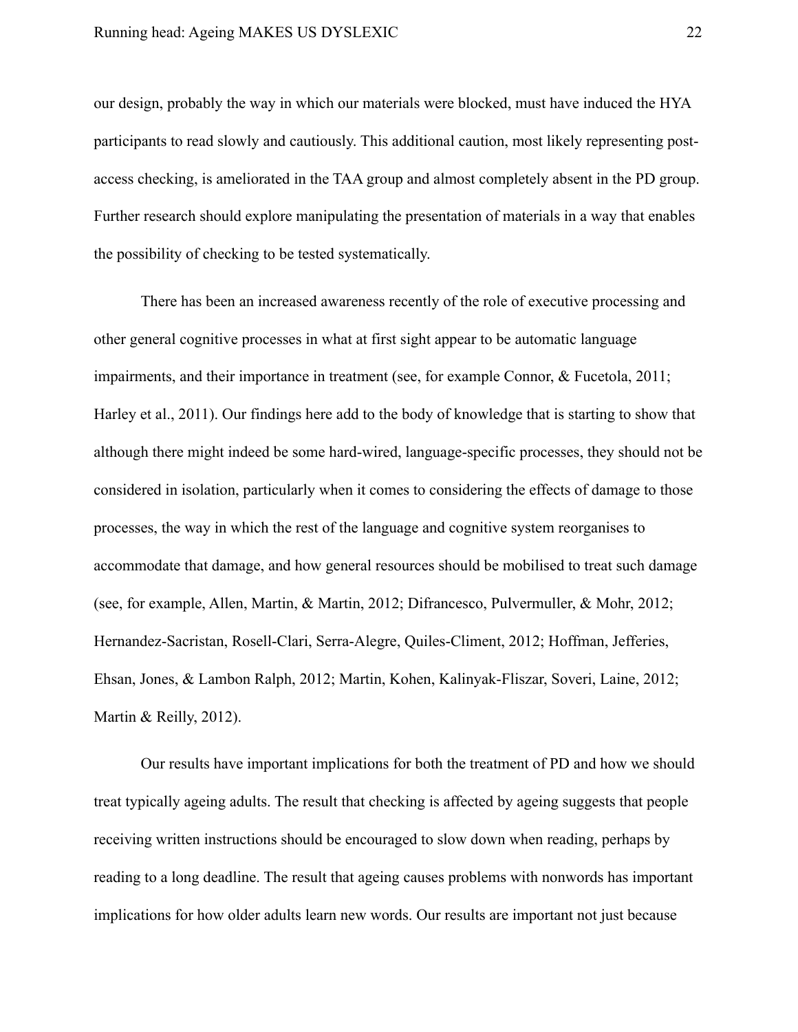our design, probably the way in which our materials were blocked, must have induced the HYA participants to read slowly and cautiously. This additional caution, most likely representing post-access checking, is ameliorated in the TAA group and almost completely absent in the PD group. Further research should explore manipulating the presentation of materials in a way that enables the possibility of checking to be tested systematically.

There has been an increased awareness recently of the role of executive processing and other general cognitive processes in what at first sight appear to be automatic language impairments, and their importance in treatment (see, for example Connor, & Fucetola, 2011; Harley et al., 2011). Our findings here add to the body of knowledge that is starting to show that although there might indeed be some hard-wired, language-specific processes, they should not be considered in isolation, particularly when it comes to considering the effects of damage to those processes, the way in which the rest of the language and cognitive system reorganises to accommodate that damage, and how general resources should be mobilised to treat such damage (see, for example, Allen, Martin, & Martin, 2012; Difrancesco, Pulvermuller, & Mohr, 2012; Hernandez-Sacristan, Rosell-Clari, Serra-Alegre, Quiles-Climent, 2012; Hoffman, Jefferies, Ehsan, Jones, & Lambon Ralph, 2012; Martin, Kohen, Kalinyak-Fliszar, Soveri, Laine, 2012; Martin & Reilly, 2012).

Our results have important implications for both the treatment of PD and how we should treat typically ageing adults. The result that checking is affected by ageing suggests that people receiving written instructions should be encouraged to slow down when reading, perhaps by reading to a long deadline. The result that ageing causes problems with nonwords has important implications for how older adults learn new words. Our results are important not just because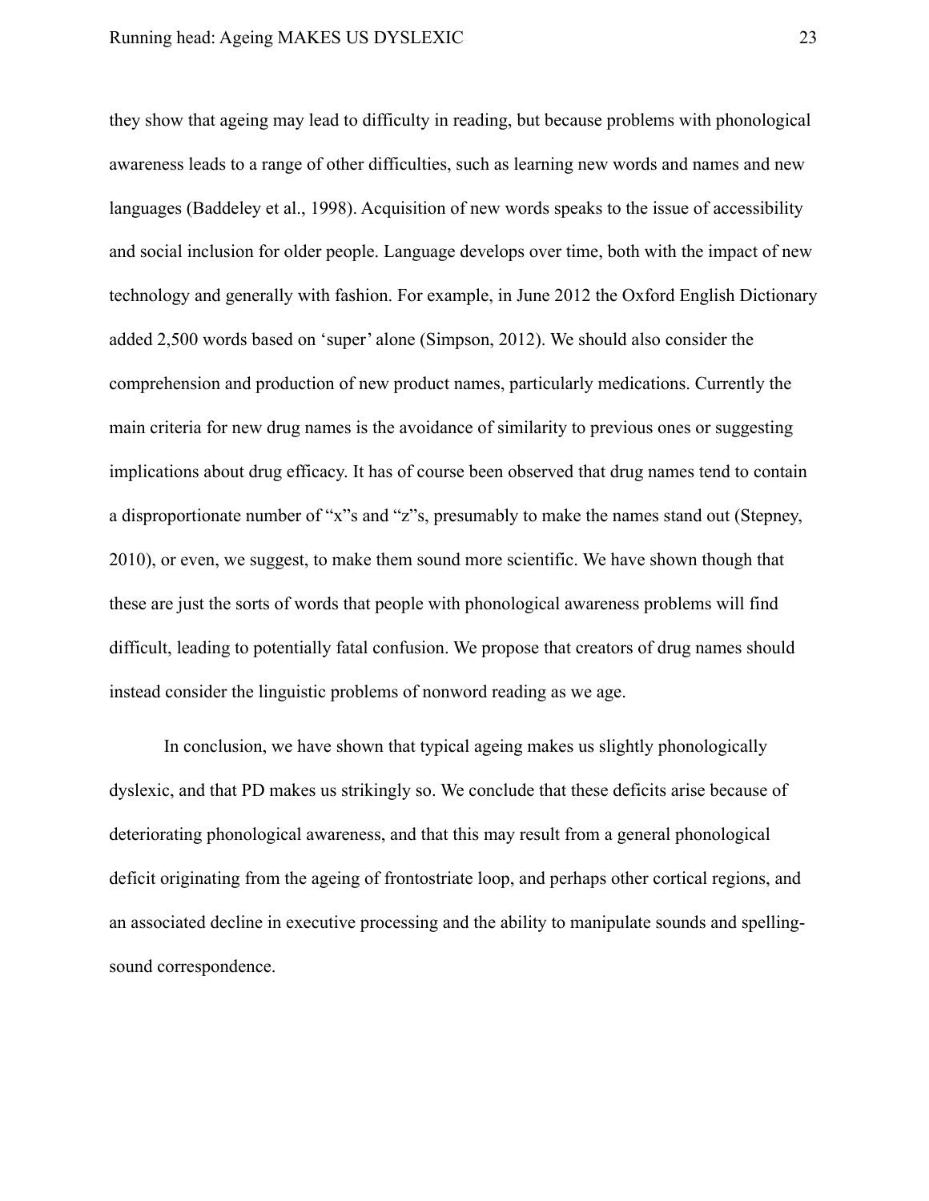they show that ageing may lead to difficulty in reading, but because problems with phonological awareness leads to a range of other difficulties, such as learning new words and names and new languages (Baddeley et al., 1998). Acquisition of new words speaks to the issue of accessibility and social inclusion for older people. Language develops over time, both with the impact of new technology and generally with fashion. For example, in June 2012 the Oxford English Dictionary added 2,500 words based on 'super' alone (Simpson, 2012). We should also consider the comprehension and production of new product names, particularly medications. Currently the main criteria for new drug names is the avoidance of similarity to previous ones or suggesting implications about drug efficacy. It has of course been observed that drug names tend to contain a disproportionate number of "x"s and "z"s, presumably to make the names stand out (Stepney, 2010), or even, we suggest, to make them sound more scientific. We have shown though that these are just the sorts of words that people with phonological awareness problems will find difficult, leading to potentially fatal confusion. We propose that creators of drug names should instead consider the linguistic problems of nonword reading as we age.

In conclusion, we have shown that typical ageing makes us slightly phonologically dyslexic, and that PD makes us strikingly so. We conclude that these deficits arise because of deteriorating phonological awareness, and that this may result from a general phonological deficit originating from the ageing of frontostriate loop, and perhaps other cortical regions, and an associated decline in executive processing and the ability to manipulate sounds and spelling-sound correspondence.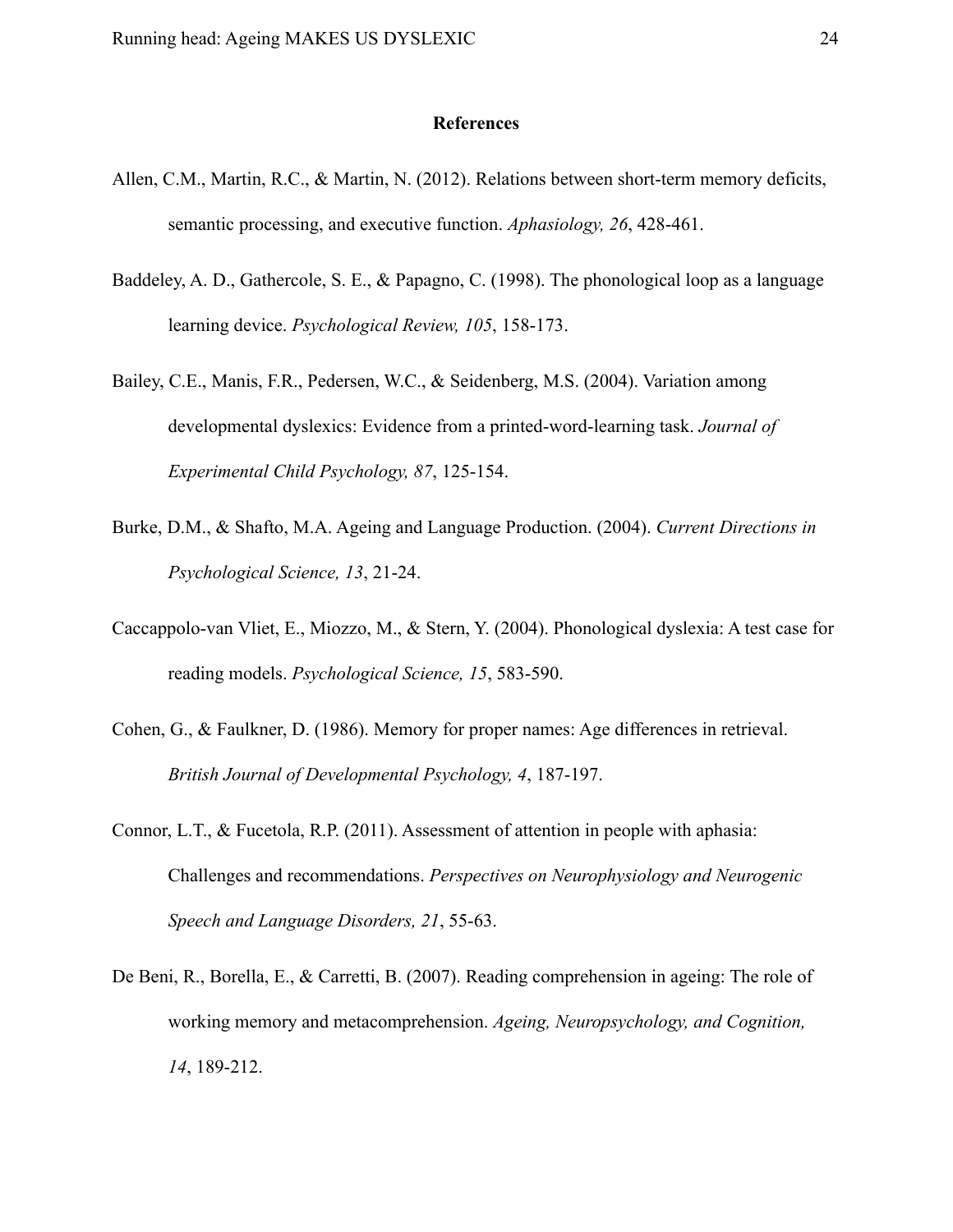## References

Allen, C.M., Martin, R.C., & Martin, N. (2012). Relations between short-term memory deficits, semantic processing, and executive function. *Aphasiology, 26*, 428-461.

Baddeley, A. D., Gathercole, S. E., & Papagno, C. (1998). The phonological loop as a language learning device. *Psychological Review, 105*, 158-173.

Bailey, C.E., Manis, F.R., Pedersen, W.C., & Seidenberg, M.S. (2004). Variation among developmental dyslexics: Evidence from a printed-word-learning task. *Journal of Experimental Child Psychology, 87*, 125-154.

Burke, D.M., & Shafto, M.A. Ageing and Language Production. (2004). *Current Directions in Psychological Science, 13*, 21-24.

Caccappolo-van Vliet, E., Miozzo, M., & Stern, Y. (2004). Phonological dyslexia: A test case for reading models. *Psychological Science, 15*, 583-590.

Cohen, G., & Faulkner, D. (1986). Memory for proper names: Age differences in retrieval. *British Journal of Developmental Psychology, 4*, 187-197.

Connor, L.T., & Fucetola, R.P. (2011). Assessment of attention in people with aphasia: Challenges and recommendations. *Perspectives on Neurophysiology and Neurogenic Speech and Language Disorders, 21*, 55-63.

De Beni, R., Borella, E., & Carretti, B. (2007). Reading comprehension in ageing: The role of working memory and metacomprehension. *Ageing, Neuropsychology, and Cognition, 14*, 189-212.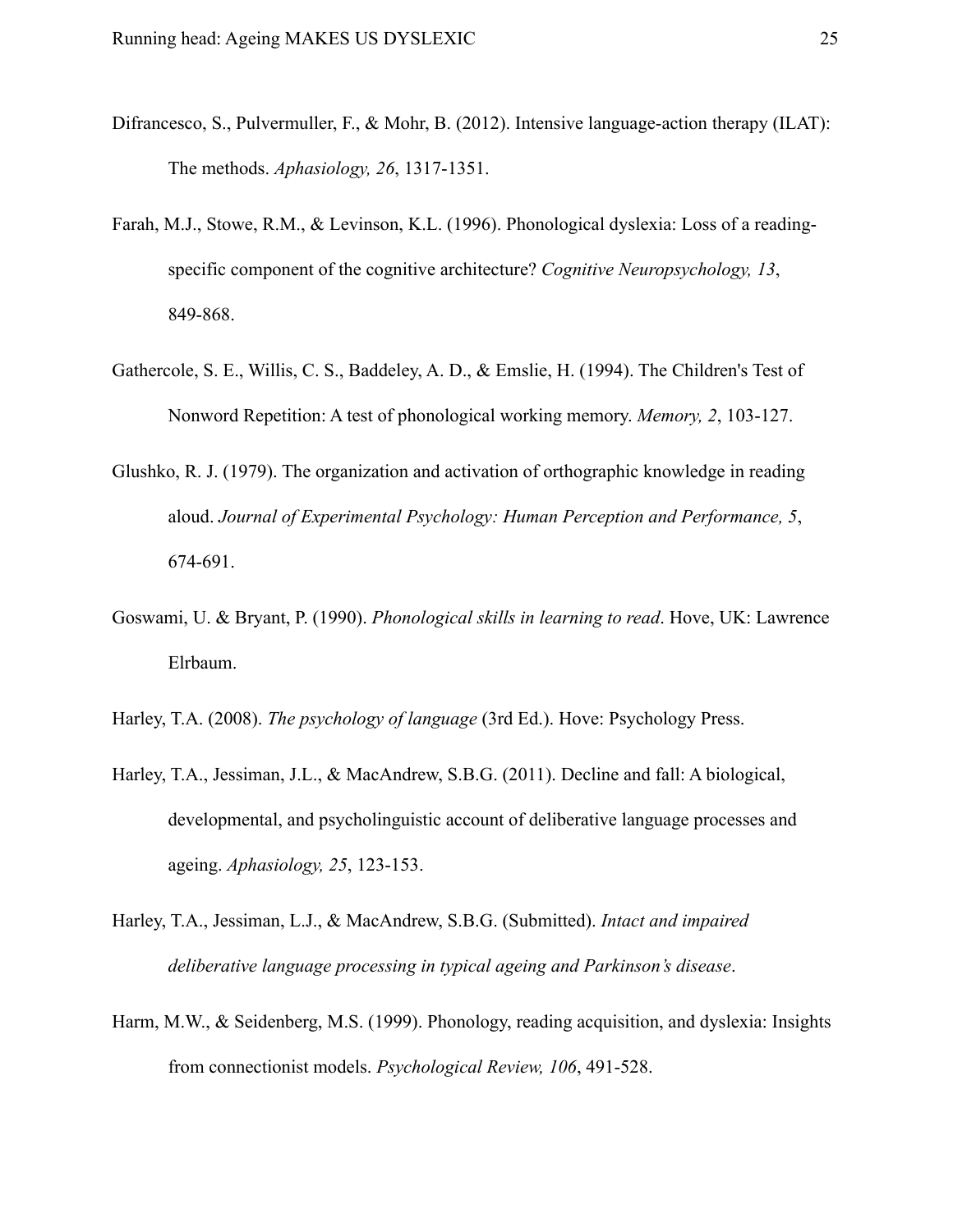Difrancesco, S., Pulvermuller, F., & Mohr, B. (2012). Intensive language-action therapy (ILAT): The methods. *Aphasiology, 26*, 1317-1351.

Farah, M.J., Stowe, R.M., & Levinson, K.L. (1996). Phonological dyslexia: Loss of a reading-specific component of the cognitive architecture? *Cognitive Neuropsychology, 13*, 849-868.

Gathercole, S. E., Willis, C. S., Baddeley, A. D., & Emslie, H. (1994). The Children's Test of Nonword Repetition: A test of phonological working memory. *Memory, 2*, 103-127.

Glushko, R. J. (1979). The organization and activation of orthographic knowledge in reading aloud. *Journal of Experimental Psychology: Human Perception and Performance, 5*, 674-691.

Goswami, U. & Bryant, P. (1990). *Phonological skills in learning to read*. Hove, UK: Lawrence Elrbaum.

Harley, T.A. (2008). *The psychology of language* (3rd Ed.). Hove: Psychology Press.

Harley, T.A., Jessiman, J.L., & MacAndrew, S.B.G. (2011). Decline and fall: A biological, developmental, and psycholinguistic account of deliberative language processes and ageing. *Aphasiology, 25*, 123-153.

Harley, T.A., Jessiman, L.J., & MacAndrew, S.B.G. (Submitted). *Intact and impaired deliberative language processing in typical ageing and Parkinson's disease*.

Harm, M.W., & Seidenberg, M.S. (1999). Phonology, reading acquisition, and dyslexia: Insights from connectionist models. *Psychological Review, 106*, 491-528.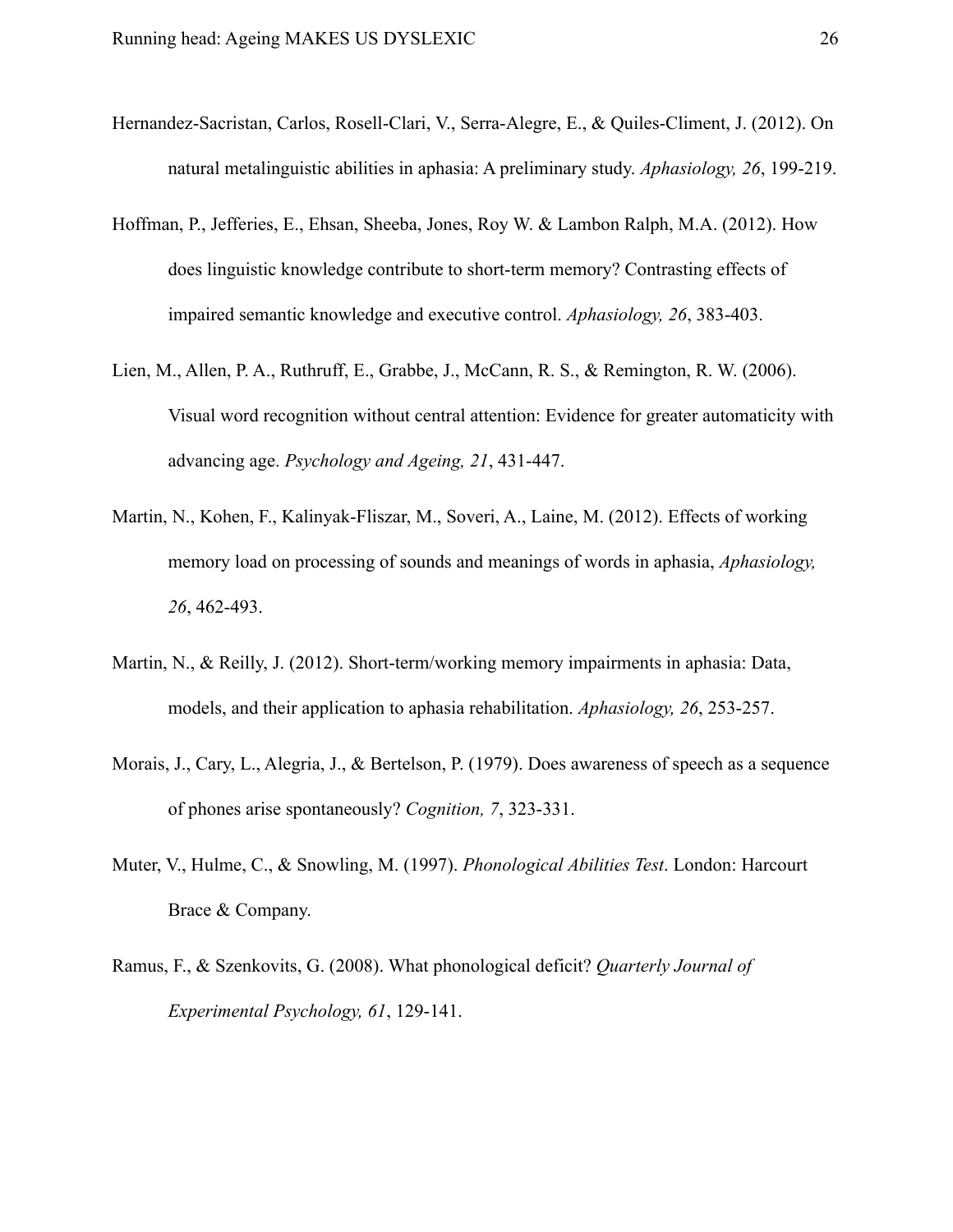Hernandez-Sacristan, Carlos, Rosell-Clari, V., Serra-Alegre, E., & Quiles-Climent, J. (2012). On natural metalinguistic abilities in aphasia: A preliminary study. *Aphasiology, 26*, 199-219.

Hoffman, P., Jefferies, E., Ehsan, Sheeba, Jones, Roy W. & Lambon Ralph, M.A. (2012). How does linguistic knowledge contribute to short-term memory? Contrasting effects of impaired semantic knowledge and executive control. *Aphasiology, 26*, 383-403.

Lien, M., Allen, P. A., Ruthruff, E., Grabbe, J., McCann, R. S., & Remington, R. W. (2006). Visual word recognition without central attention: Evidence for greater automaticity with advancing age. *Psychology and Ageing, 21*, 431-447.

Martin, N., Kohen, F., Kalinyak-Fliszar, M., Soveri, A., Laine, M. (2012). Effects of working memory load on processing of sounds and meanings of words in aphasia, *Aphasiology, 26*, 462-493.

Martin, N., & Reilly, J. (2012). Short-term/working memory impairments in aphasia: Data, models, and their application to aphasia rehabilitation. *Aphasiology, 26*, 253-257.

Morais, J., Cary, L., Alegria, J., & Bertelson, P. (1979). Does awareness of speech as a sequence of phones arise spontaneously? *Cognition, 7*, 323-331.

Muter, V., Hulme, C., & Snowling, M. (1997). *Phonological Abilities Test*. London: Harcourt Brace & Company.

Ramus, F., & Szenkovits, G. (2008). What phonological deficit? *Quarterly Journal of Experimental Psychology, 61*, 129-141.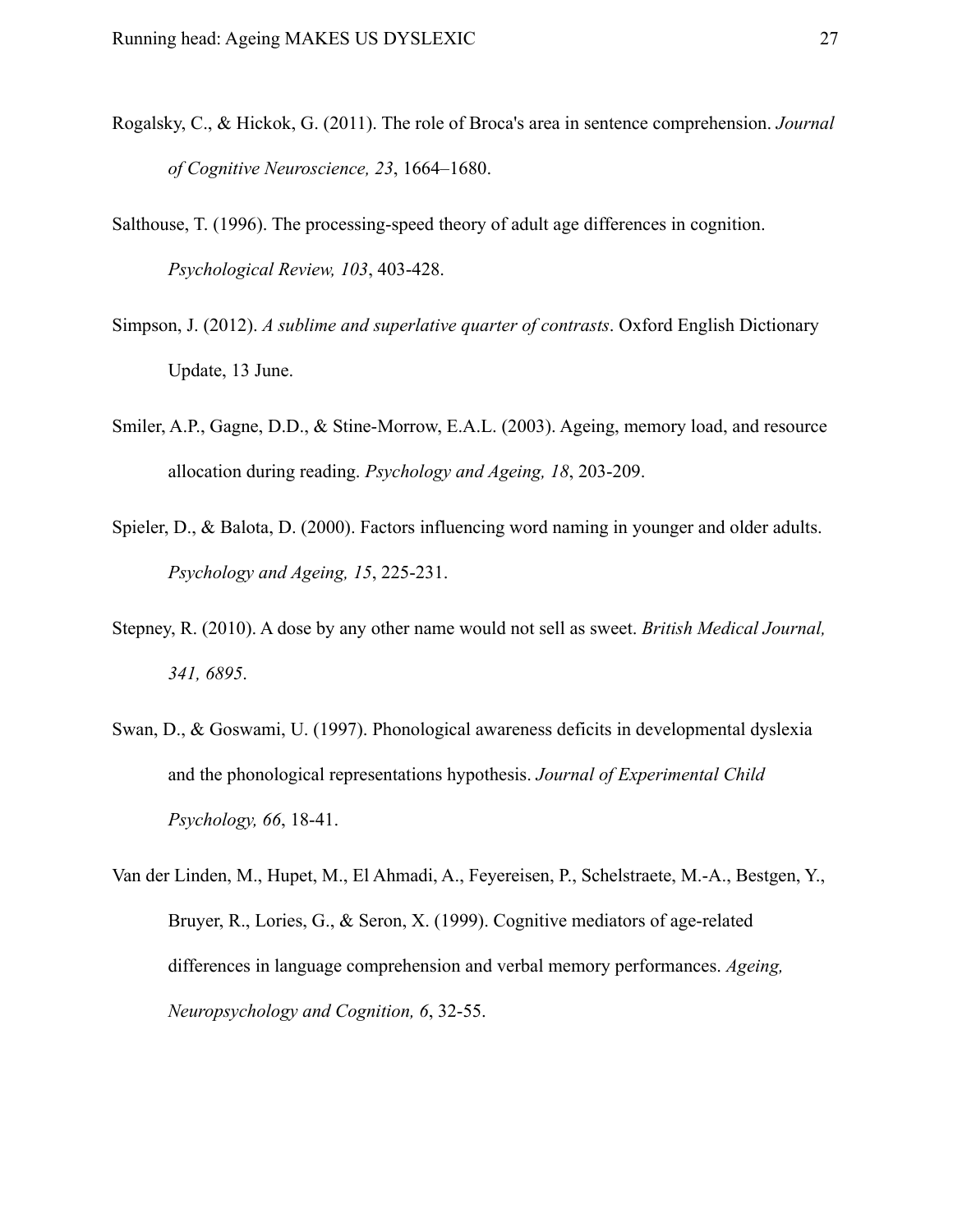Rogalsky, C., & Hickok, G. (2011). The role of Broca's area in sentence comprehension. *Journal of Cognitive Neuroscience, 23*, 1664–1680.

Salthouse, T. (1996). The processing-speed theory of adult age differences in cognition. *Psychological Review, 103*, 403-428.

Simpson, J. (2012). *A sublime and superlative quarter of contrasts*. Oxford English Dictionary Update, 13 June.

Smiler, A.P., Gagne, D.D., & Stine-Morrow, E.A.L. (2003). Ageing, memory load, and resource allocation during reading. *Psychology and Ageing, 18*, 203-209.

Spieler, D., & Balota, D. (2000). Factors influencing word naming in younger and older adults. *Psychology and Ageing, 15*, 225-231.

Stepney, R. (2010). A dose by any other name would not sell as sweet. *British Medical Journal, 341, 6895*.

Swan, D., & Goswami, U. (1997). Phonological awareness deficits in developmental dyslexia and the phonological representations hypothesis. *Journal of Experimental Child Psychology, 66*, 18-41.

Van der Linden, M., Hupet, M., El Ahmadi, A., Feyereisen, P., Schelstraete, M.-A., Bestgen, Y., Bruyer, R., Lories, G., & Seron, X. (1999). Cognitive mediators of age-related differences in language comprehension and verbal memory performances. *Ageing, Neuropsychology and Cognition, 6*, 32-55.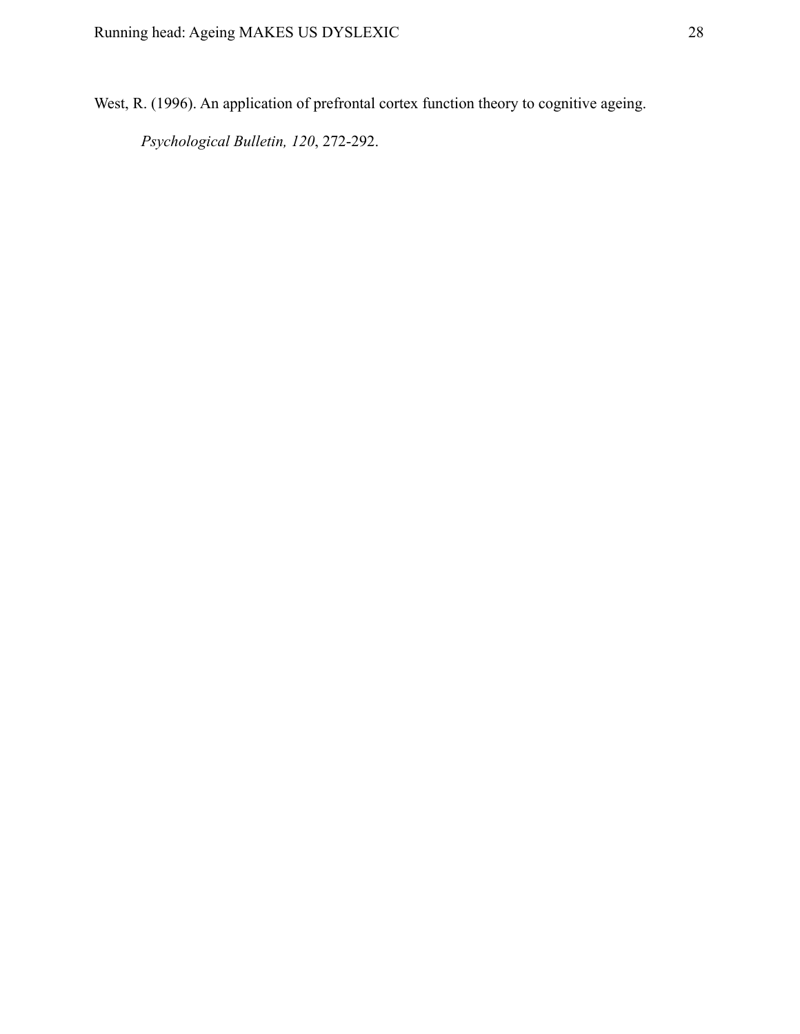West, R. (1996). An application of prefrontal cortex function theory to cognitive ageing. *Psychological Bulletin, 120*, 272-292.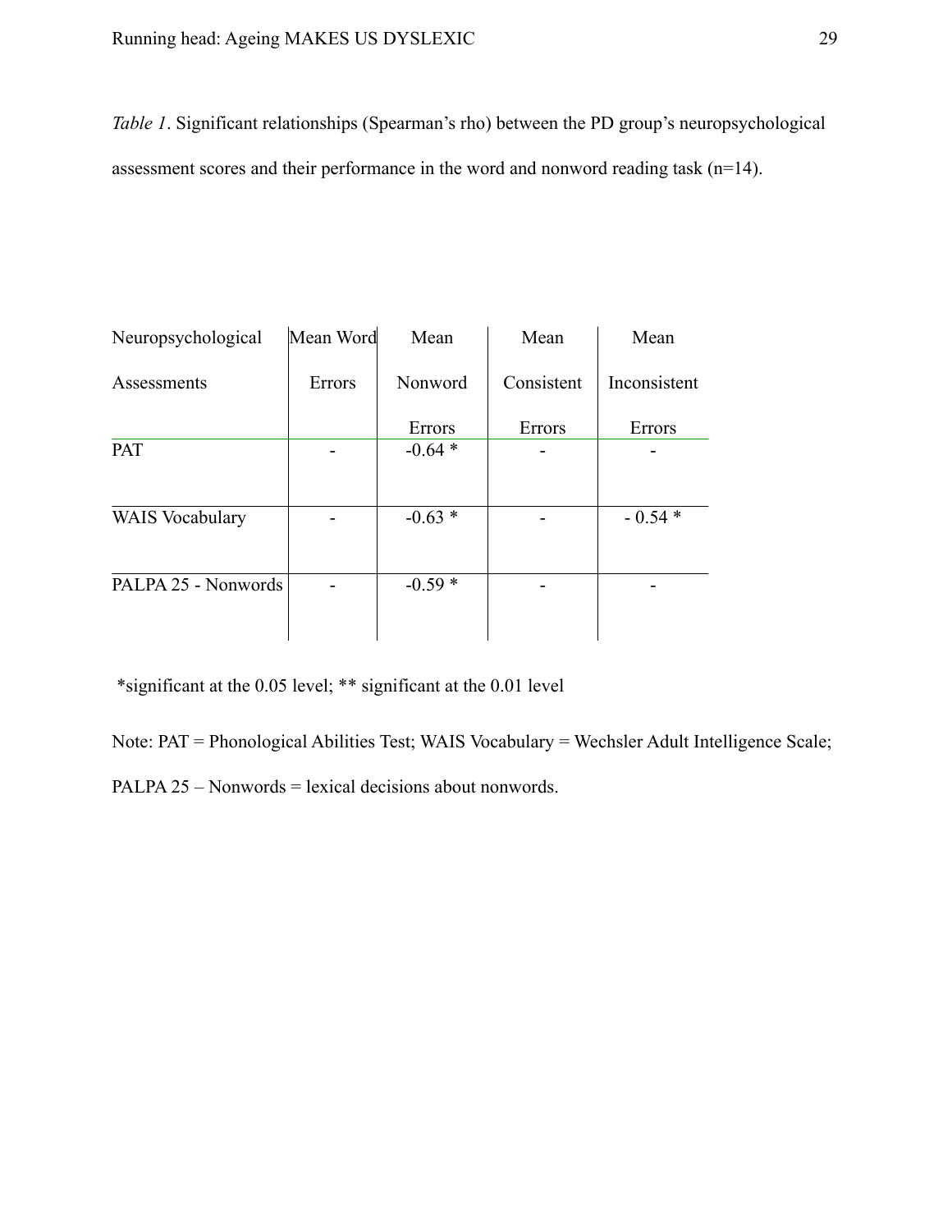*Table 1*. Significant relationships (Spearman's rho) between the PD group's neuropsychological assessment scores and their performance in the word and nonword reading task (n=14).

| Neuropsychological Assessments | Mean Word Errors | Mean Nonword Errors | Mean Consistent Errors | Mean Inconsistent Errors |
|---|---|---|---|---|
| PAT | - | -0.64 * | - | - |
| WAIS Vocabulary | - | -0.63 * | - | - 0.54 * |
| PALPA 25 - Nonwords | - | -0.59 * | - | - |

*significant at the 0.05 level; ** significant at the 0.01 level

Note: PAT = Phonological Abilities Test; WAIS Vocabulary = Wechsler Adult Intelligence Scale; PALPA 25 – Nonwords = lexical decisions about nonwords.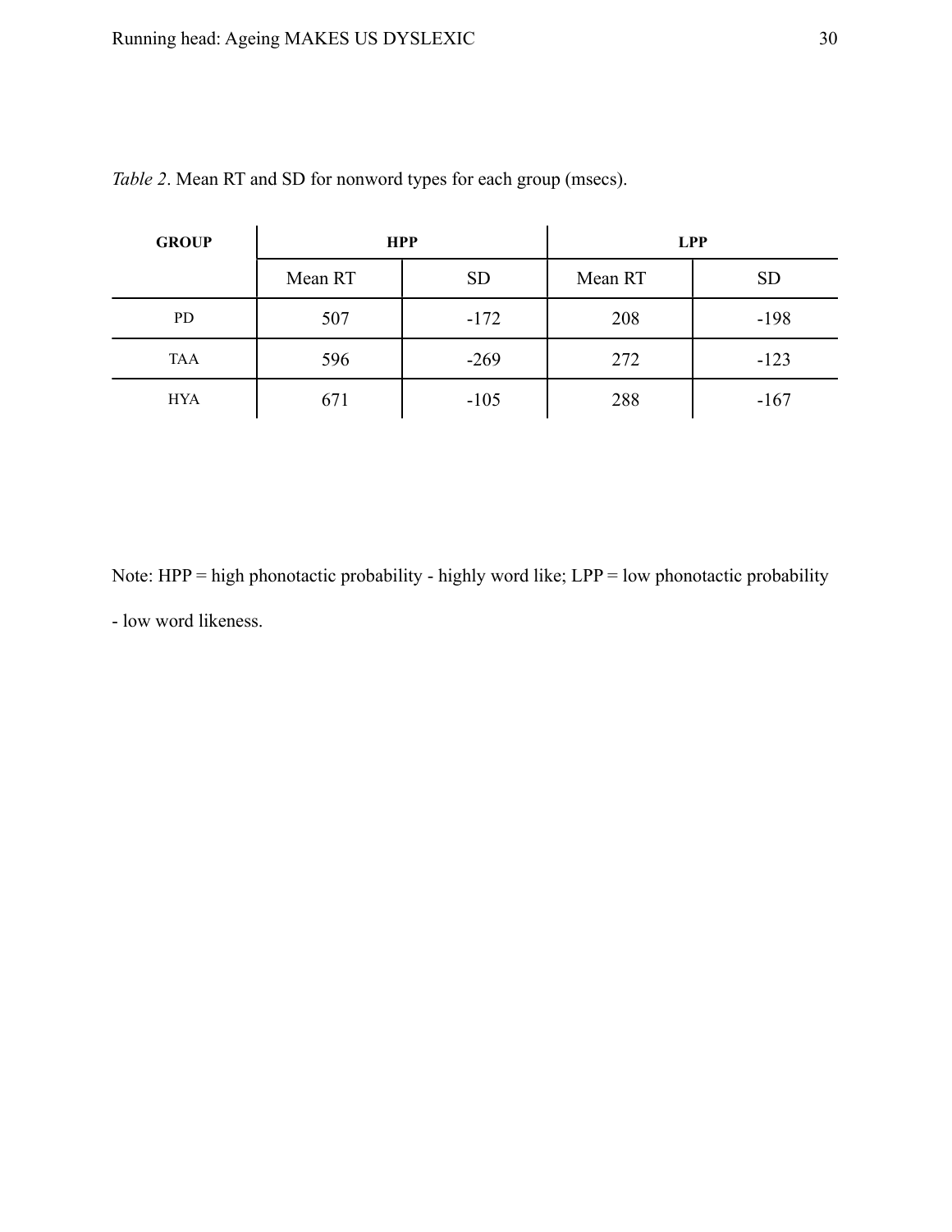*Table 2*. Mean RT and SD for nonword types for each group (msecs).

| **GROUP** | **HPP** | | **LPP** | |
|---|---|---|---|---|
| | Mean RT | SD | Mean RT | SD |
| PD | 507 | -172 | 208 | -198 |
| TAA | 596 | -269 | 272 | -123 |
| HYA | 671 | -105 | 288 | -167 |

Note: HPP = high phonotactic probability - highly word like; LPP = low phonotactic probability - low word likeness.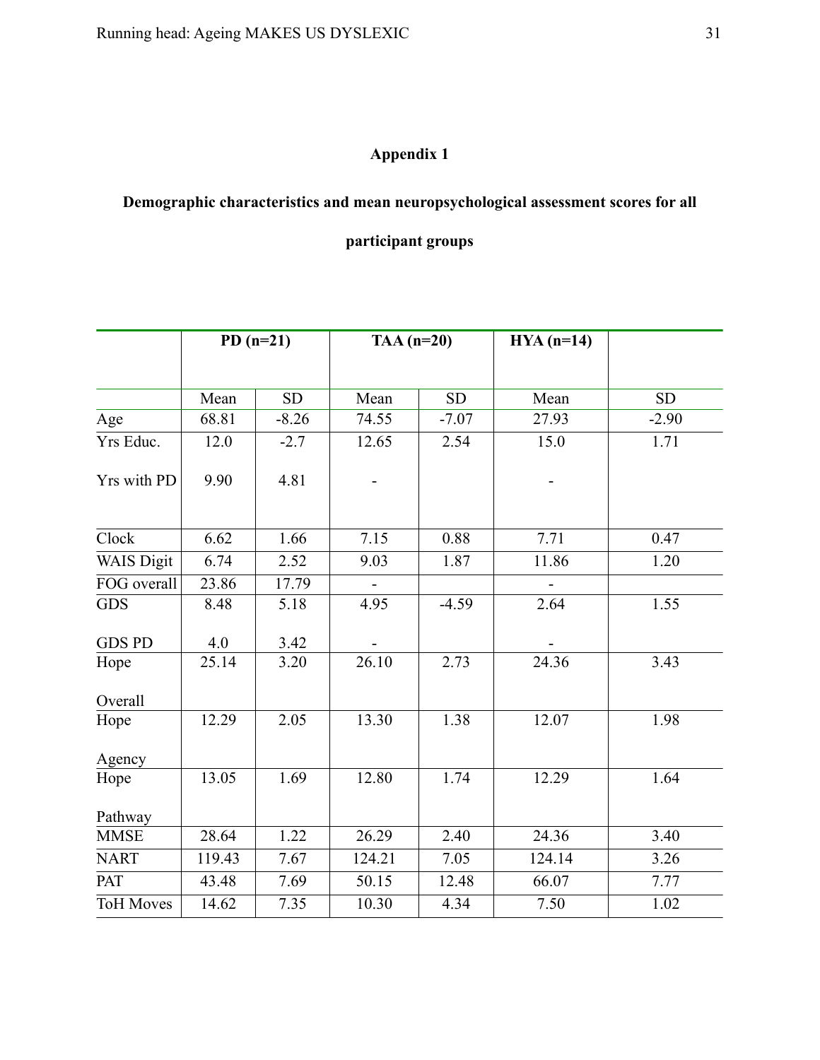**Appendix 1**

**Demographic characteristics and mean neuropsychological assessment scores for all participant groups**

| | PD (n=21) | | TAA (n=20) | | HYA (n=14) | |
|---|---|---|---|---|---|---|
| | Mean | SD | Mean | SD | Mean | SD |
| Age | 68.81 | -8.26 | 74.55 | -7.07 | 27.93 | -2.90 |
| Yrs Educ. | 12.0 | -2.7 | 12.65 | 2.54 | 15.0 | 1.71 |
| Yrs with PD | 9.90 | 4.81 | - | | - | |
| Clock | 6.62 | 1.66 | 7.15 | 0.88 | 7.71 | 0.47 |
| WAIS Digit | 6.74 | 2.52 | 9.03 | 1.87 | 11.86 | 1.20 |
| FOG overall | 23.86 | 17.79 | - | | - | |
| GDS | 8.48 | 5.18 | 4.95 | -4.59 | 2.64 | 1.55 |
| GDS PD | 4.0 | 3.42 | - | | - | |
| Hope Overall | 25.14 | 3.20 | 26.10 | 2.73 | 24.36 | 3.43 |
| Hope Agency | 12.29 | 2.05 | 13.30 | 1.38 | 12.07 | 1.98 |
| Hope Pathway | 13.05 | 1.69 | 12.80 | 1.74 | 12.29 | 1.64 |
| MMSE | 28.64 | 1.22 | 26.29 | 2.40 | 24.36 | 3.40 |
| NART | 119.43 | 7.67 | 124.21 | 7.05 | 124.14 | 3.26 |
| PAT | 43.48 | 7.69 | 50.15 | 12.48 | 66.07 | 7.77 |
| ToH Moves | 14.62 | 7.35 | 10.30 | 4.34 | 7.50 | 1.02 |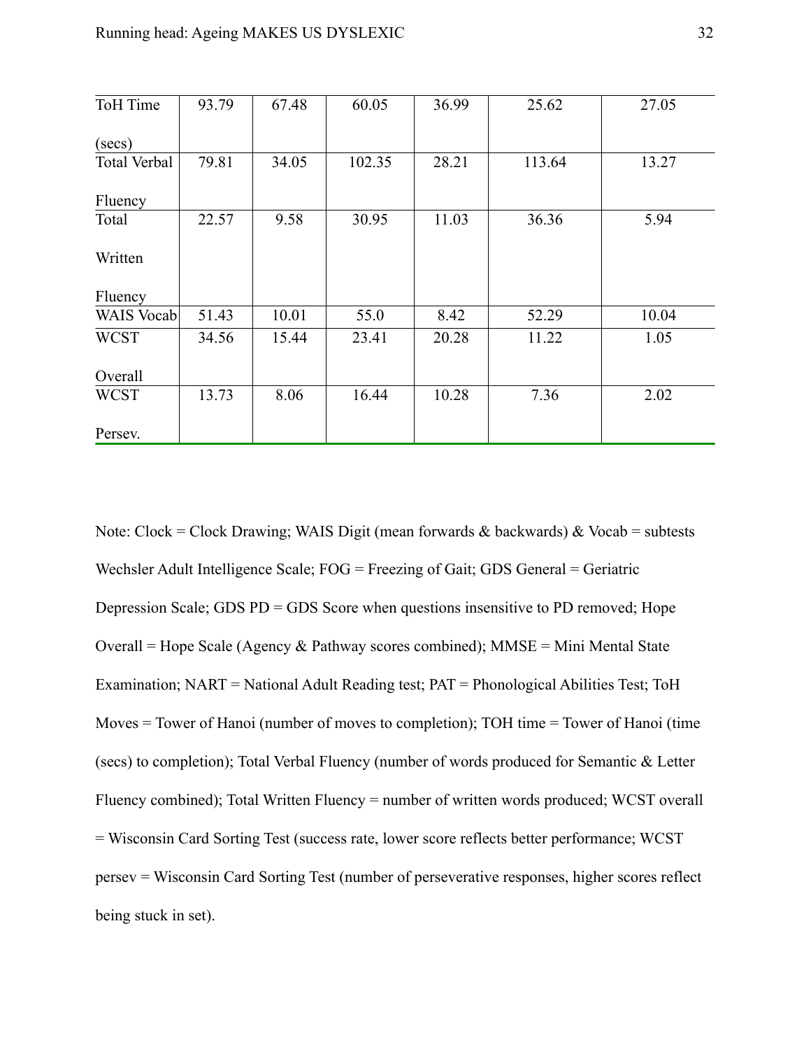| | | | | | | |
|---|---|---|---|---|---|---|
| ToH Time (secs) | 93.79 | 67.48 | 60.05 | 36.99 | 25.62 | 27.05 |
| Total Verbal Fluency | 79.81 | 34.05 | 102.35 | 28.21 | 113.64 | 13.27 |
| Total Written Fluency | 22.57 | 9.58 | 30.95 | 11.03 | 36.36 | 5.94 |
| WAIS Vocab | 51.43 | 10.01 | 55.0 | 8.42 | 52.29 | 10.04 |
| WCST Overall | 34.56 | 15.44 | 23.41 | 20.28 | 11.22 | 1.05 |
| WCST Persev. | 13.73 | 8.06 | 16.44 | 10.28 | 7.36 | 2.02 |

Note: Clock = Clock Drawing; WAIS Digit (mean forwards & backwards) & Vocab = subtests Wechsler Adult Intelligence Scale; FOG = Freezing of Gait; GDS General = Geriatric Depression Scale; GDS PD = GDS Score when questions insensitive to PD removed; Hope Overall = Hope Scale (Agency & Pathway scores combined); MMSE = Mini Mental State Examination; NART = National Adult Reading test; PAT = Phonological Abilities Test; ToH Moves = Tower of Hanoi (number of moves to completion); TOH time = Tower of Hanoi (time (secs) to completion); Total Verbal Fluency (number of words produced for Semantic & Letter Fluency combined); Total Written Fluency = number of written words produced; WCST overall = Wisconsin Card Sorting Test (success rate, lower score reflects better performance; WCST persev = Wisconsin Card Sorting Test (number of perseverative responses, higher scores reflect being stuck in set).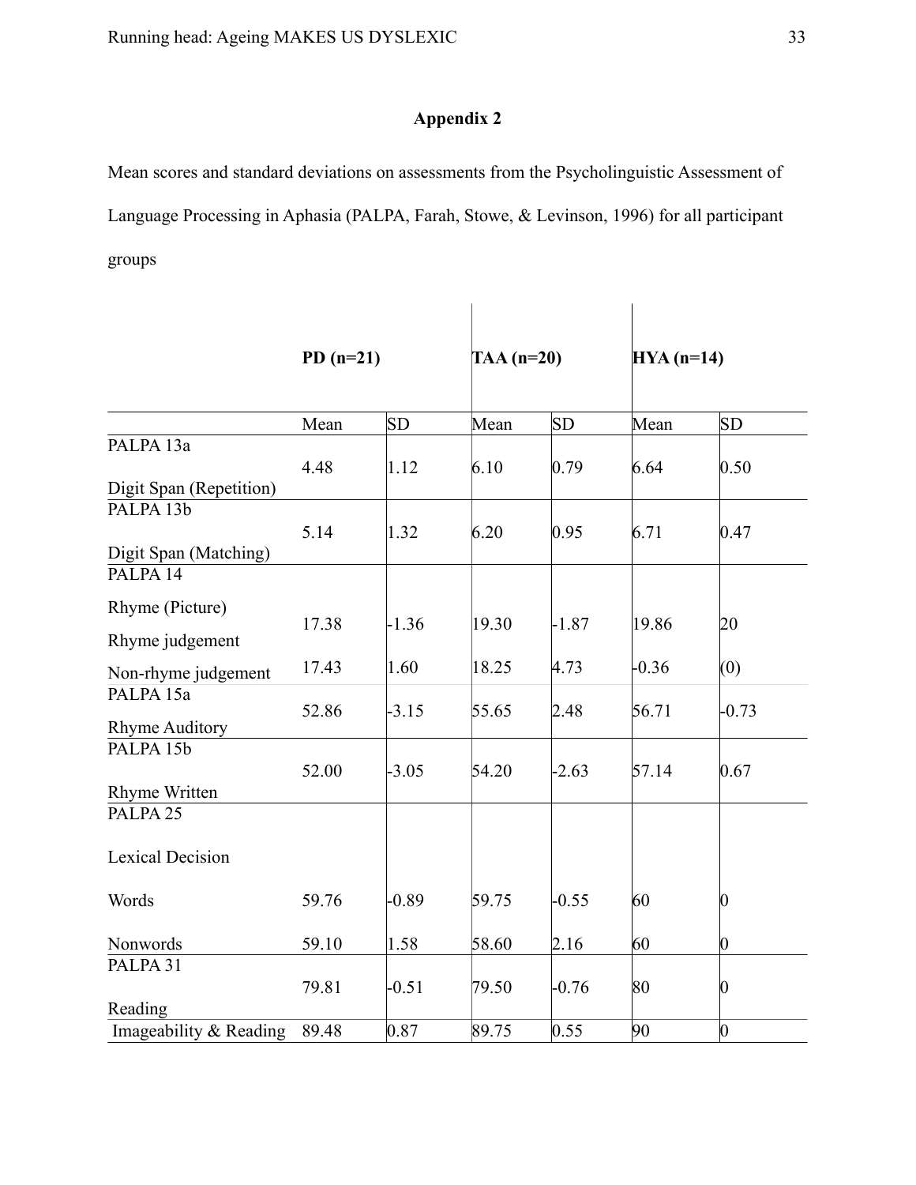## Appendix 2

Mean scores and standard deviations on assessments from the Psycholinguistic Assessment of Language Processing in Aphasia (PALPA, Farah, Stowe, & Levinson, 1996) for all participant groups

| | PD (n=21) | | TAA (n=20) | | HYA (n=14) | |
|---|---|---|---|---|---|---|
| | Mean | SD | Mean | SD | Mean | SD |
| PALPA 13a Digit Span (Repetition) | 4.48 | 1.12 | 6.10 | 0.79 | 6.64 | 0.50 |
| PALPA 13b Digit Span (Matching) | 5.14 | 1.32 | 6.20 | 0.95 | 6.71 | 0.47 |
| PALPA 14 Rhyme (Picture) Rhyme judgement | 17.38 | -1.36 | 19.30 | -1.87 | 19.86 | 20 |
| Non-rhyme judgement | 17.43 | 1.60 | 18.25 | 4.73 | -0.36 | (0) |
| PALPA 15a Rhyme Auditory | 52.86 | -3.15 | 55.65 | 2.48 | 56.71 | -0.73 |
| PALPA 15b Rhyme Written | 52.00 | -3.05 | 54.20 | -2.63 | 57.14 | 0.67 |
| PALPA 25 Lexical Decision | | | | | | |
| Words | 59.76 | -0.89 | 59.75 | -0.55 | 60 | 0 |
| Nonwords | 59.10 | 1.58 | 58.60 | 2.16 | 60 | 0 |
| PALPA 31 Reading | 79.81 | -0.51 | 79.50 | -0.76 | 80 | 0 |
| Imageability & Reading | 89.48 | 0.87 | 89.75 | 0.55 | 90 | 0 |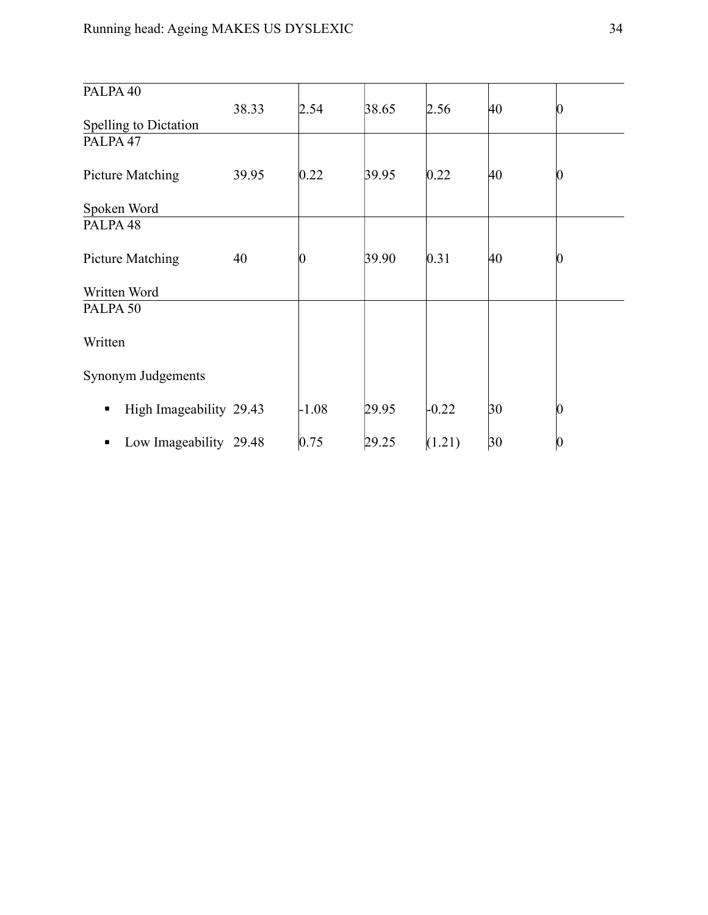| | | | | | | |
|---|---|---|---|---|---|---|
| PALPA 40 Spelling to Dictation | 38.33 | 2.54 | 38.65 | 2.56 | 40 | 0 |
| PALPA 47 Picture Matching Spoken Word | 39.95 | 0.22 | 39.95 | 0.22 | 40 | 0 |
| PALPA 48 Picture Matching Written Word | 40 | 0 | 39.90 | 0.31 | 40 | 0 |
| PALPA 50 Written Synonym Judgements | | | | | | |
| ▪ High Imageability | 29.43 | -1.08 | 29.95 | -0.22 | 30 | 0 |
| ▪ Low Imageability | 29.48 | 0.75 | 29.25 | (1.21) | 30 | 0 |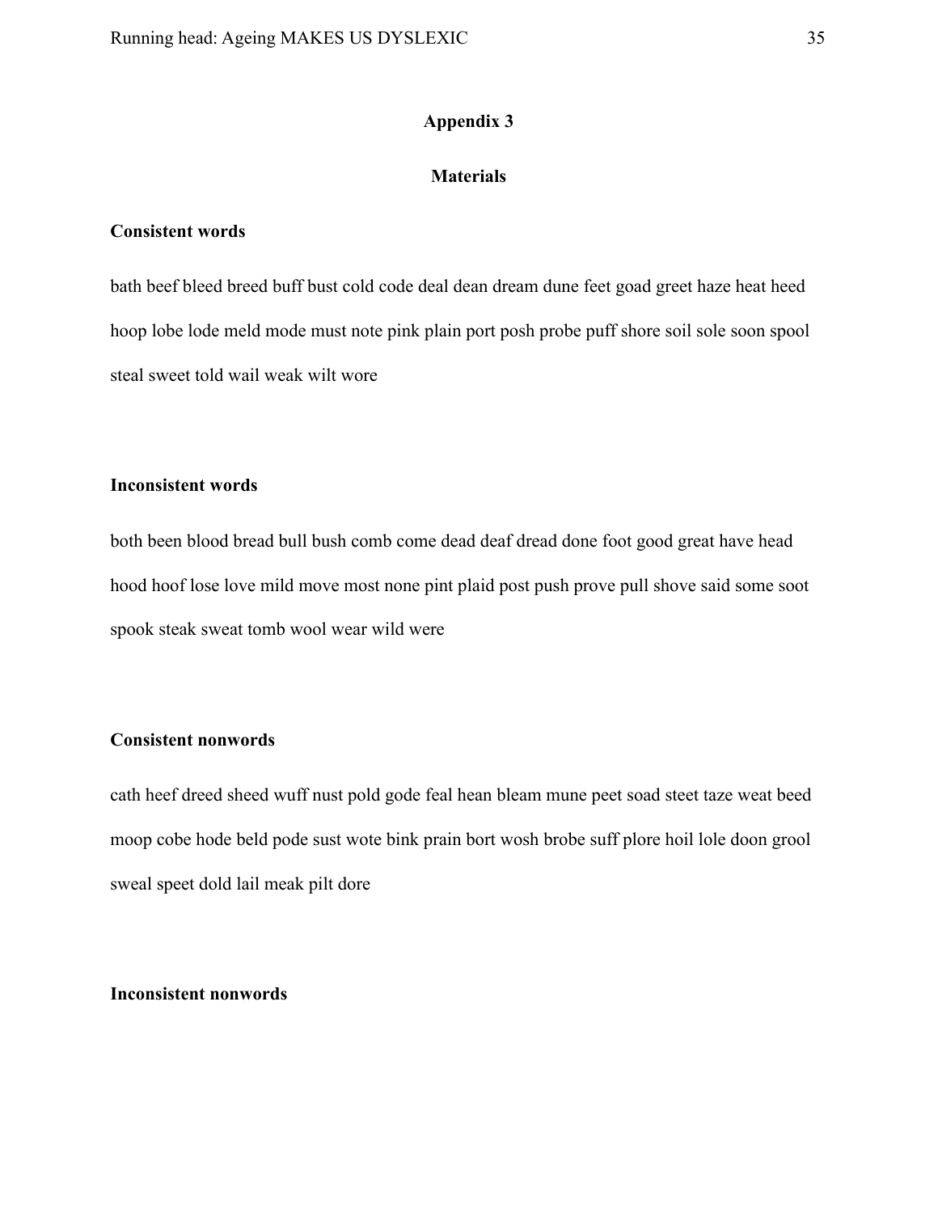## Appendix 3

## Materials

**Consistent words**

bath beef bleed breed buff bust cold code deal dean dream dune feet goad greet haze heat heed hoop lobe lode meld mode must note pink plain port posh probe puff shore soil sole soon spool steal sweet told wail weak wilt wore

**Inconsistent words**

both been blood bread bull bush comb come dead deaf dread done foot good great have head hood hoof lose love mild move most none pint plaid post push prove pull shove said some soot spook steak sweat tomb wool wear wild were

**Consistent nonwords**

cath heef dreed sheed wuff nust pold gode feal hean bleam mune peet soad steet taze weat beed moop cobe hode beld pode sust wote bink prain bort wosh brobe suff plore hoil lole doon grool sweal speet dold lail meak pilt dore

**Inconsistent nonwords**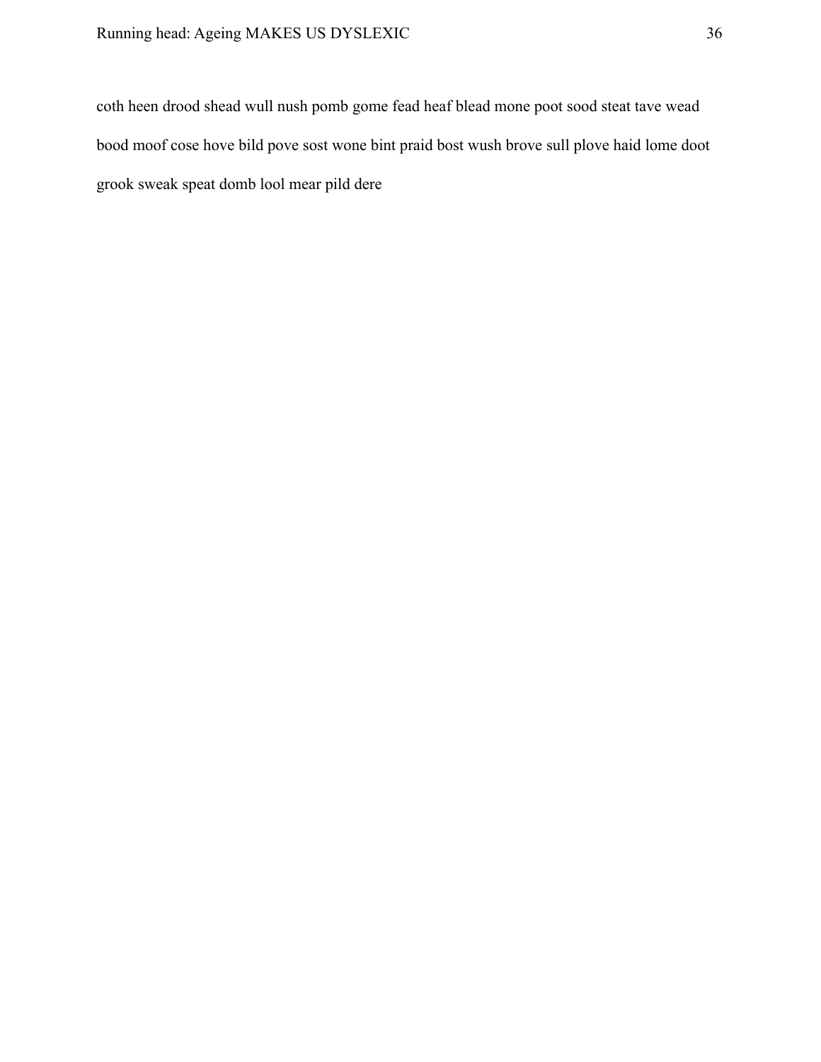coth heen drood shead wull nush pomb gome fead heaf blead mone poot sood steat tave wead bood moof cose hove bild pove sost wone bint praid bost wush brove sull plove haid lome doot grook sweak speat domb lool mear pild dere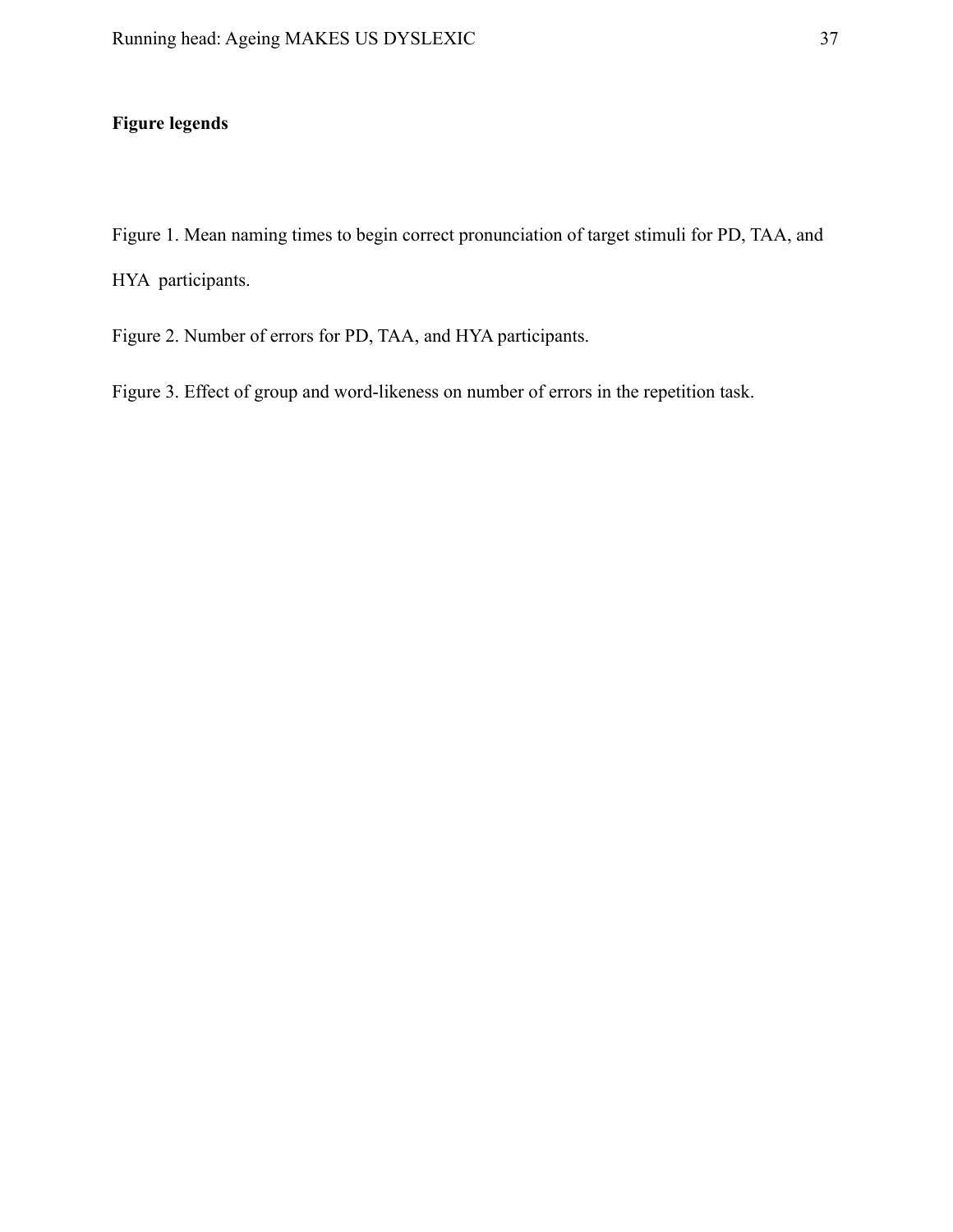**Figure legends**

Figure 1. Mean naming times to begin correct pronunciation of target stimuli for PD, TAA, and HYA participants.

Figure 2. Number of errors for PD, TAA, and HYA participants.

Figure 3. Effect of group and word-likeness on number of errors in the repetition task.